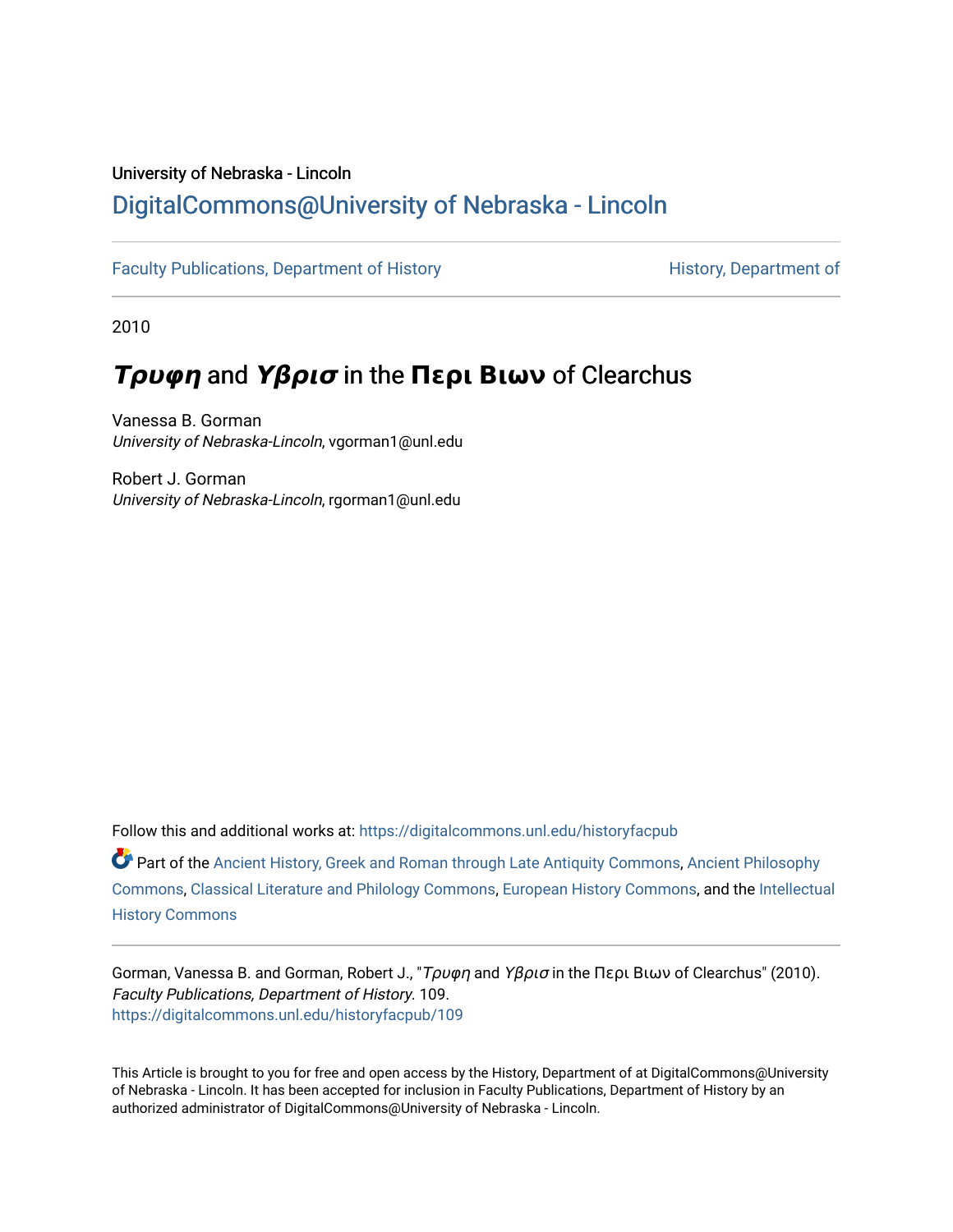University of Nebraska - Lincoln

DigitalCommons@University of Nebraska - Lincoln

Faculty Publications, Department of History | History, Department of

2010

# *Τρυφη* and *Υβρισ* in the **Περι Βιων** of Clearchus

Vanessa B. Gorman
*University of Nebraska-Lincoln*, vgorman1@unl.edu

Robert J. Gorman
*University of Nebraska-Lincoln*, rgorman1@unl.edu

Follow this and additional works at: https://digitalcommons.unl.edu/historyfacpub

Part of the Ancient History, Greek and Roman through Late Antiquity Commons, Ancient Philosophy Commons, Classical Literature and Philology Commons, European History Commons, and the Intellectual History Commons

Gorman, Vanessa B. and Gorman, Robert J., "*Τρυφη* and *Υβρισ* in the Περι Βιων of Clearchus" (2010). *Faculty Publications, Department of History*. 109.
https://digitalcommons.unl.edu/historyfacpub/109

This Article is brought to you for free and open access by the History, Department of at DigitalCommons@University of Nebraska - Lincoln. It has been accepted for inclusion in Faculty Publications, Department of History by an authorized administrator of DigitalCommons@University of Nebraska - Lincoln.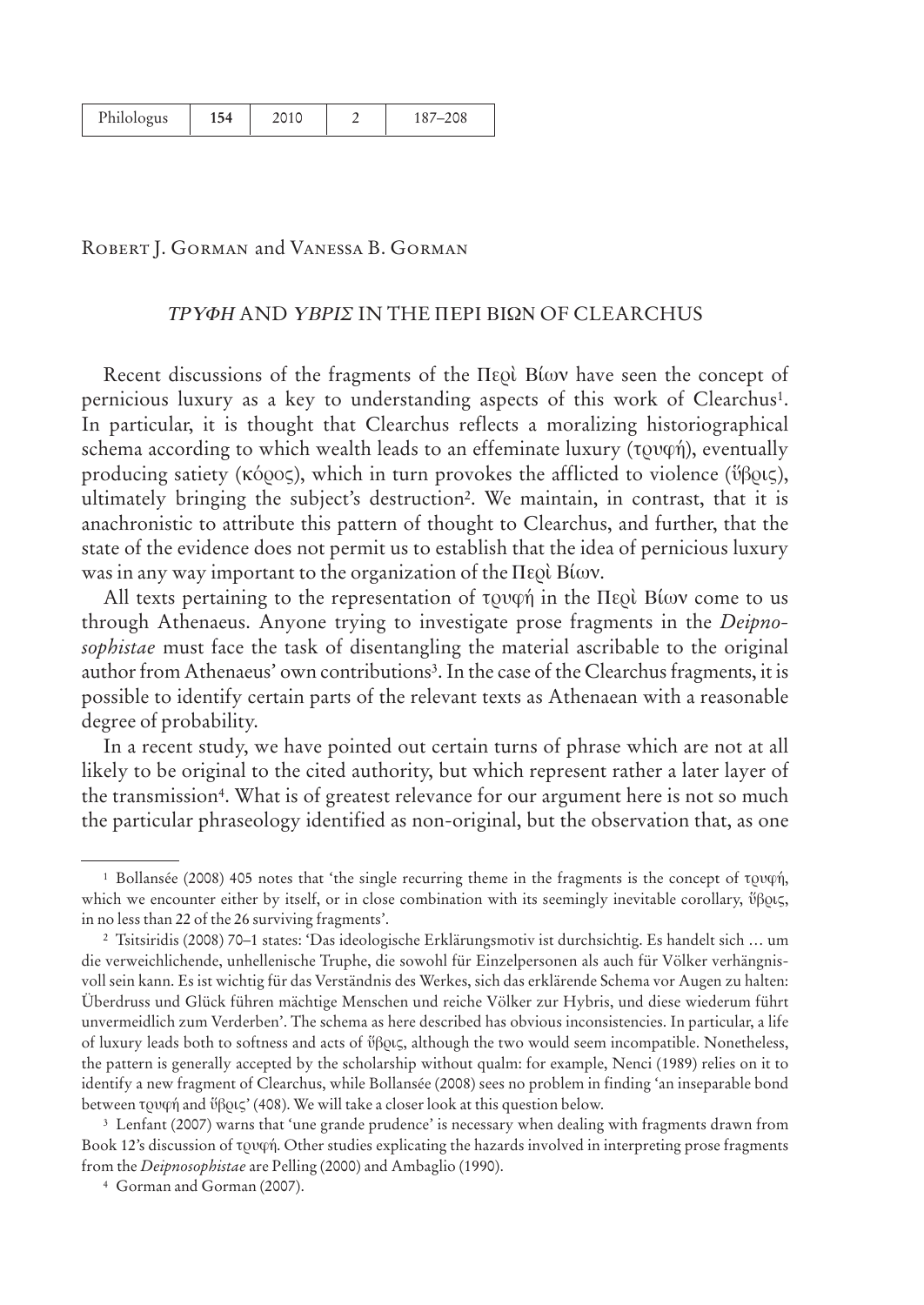Robert J. Gorman and Vanessa B. Gorman

## *ΤΡΥΦΗ* AND *ΥΒΡΙΣ* IN THE ΠΕΡΙ ΒΙΩΝ OF CLEARCHUS

Recent discussions of the fragments of the Περὶ Βίων have seen the concept of pernicious luxury as a key to understanding aspects of this work of Clearchus[1]. In particular, it is thought that Clearchus reflects a moralizing historiographical schema according to which wealth leads to an effeminate luxury (τρυφή), eventually producing satiety (κόρος), which in turn provokes the afflicted to violence (ὕβρις), ultimately bringing the subject's destruction[2]. We maintain, in contrast, that it is anachronistic to attribute this pattern of thought to Clearchus, and further, that the state of the evidence does not permit us to establish that the idea of pernicious luxury was in any way important to the organization of the Περὶ Βίων.

All texts pertaining to the representation of τρυφή in the Περὶ Βίων come to us through Athenaeus. Anyone trying to investigate prose fragments in the *Deipnosophistae* must face the task of disentangling the material ascribable to the original author from Athenaeus' own contributions[3]. In the case of the Clearchus fragments, it is possible to identify certain parts of the relevant texts as Athenaean with a reasonable degree of probability.

In a recent study, we have pointed out certain turns of phrase which are not at all likely to be original to the cited authority, but which represent rather a later layer of the transmission[4]. What is of greatest relevance for our argument here is not so much the particular phraseology identified as non-original, but the observation that, as one

---

[1] Bollansée (2008) 405 notes that 'the single recurring theme in the fragments is the concept of τρυφή, which we encounter either by itself, or in close combination with its seemingly inevitable corollary, ὕβρις, in no less than 22 of the 26 surviving fragments'.

[2] Tsitsiridis (2008) 70–1 states: 'Das ideologische Erklärungsmotiv ist durchsichtig. Es handelt sich … um die verweichlichende, unhellenische Truphe, die sowohl für Einzelpersonen als auch für Völker verhängnisvoll sein kann. Es ist wichtig für das Verständnis des Werkes, sich das erklärende Schema vor Augen zu halten: Überdruss und Glück führen mächtige Menschen und reiche Völker zur Hybris, und diese wiederum führt unvermeidlich zum Verderben'. The schema as here described has obvious inconsistencies. In particular, a life of luxury leads both to softness and acts of ὕβρις, although the two would seem incompatible. Nonetheless, the pattern is generally accepted by the scholarship without qualm: for example, Nenci (1989) relies on it to identify a new fragment of Clearchus, while Bollansée (2008) sees no problem in finding 'an inseparable bond between τρυφή and ὕβρις' (408). We will take a closer look at this question below.

[3] Lenfant (2007) warns that 'une grande prudence' is necessary when dealing with fragments drawn from Book 12's discussion of τρυφή. Other studies explicating the hazards involved in interpreting prose fragments from the *Deipnosophistae* are Pelling (2000) and Ambaglio (1990).

[4] Gorman and Gorman (2007).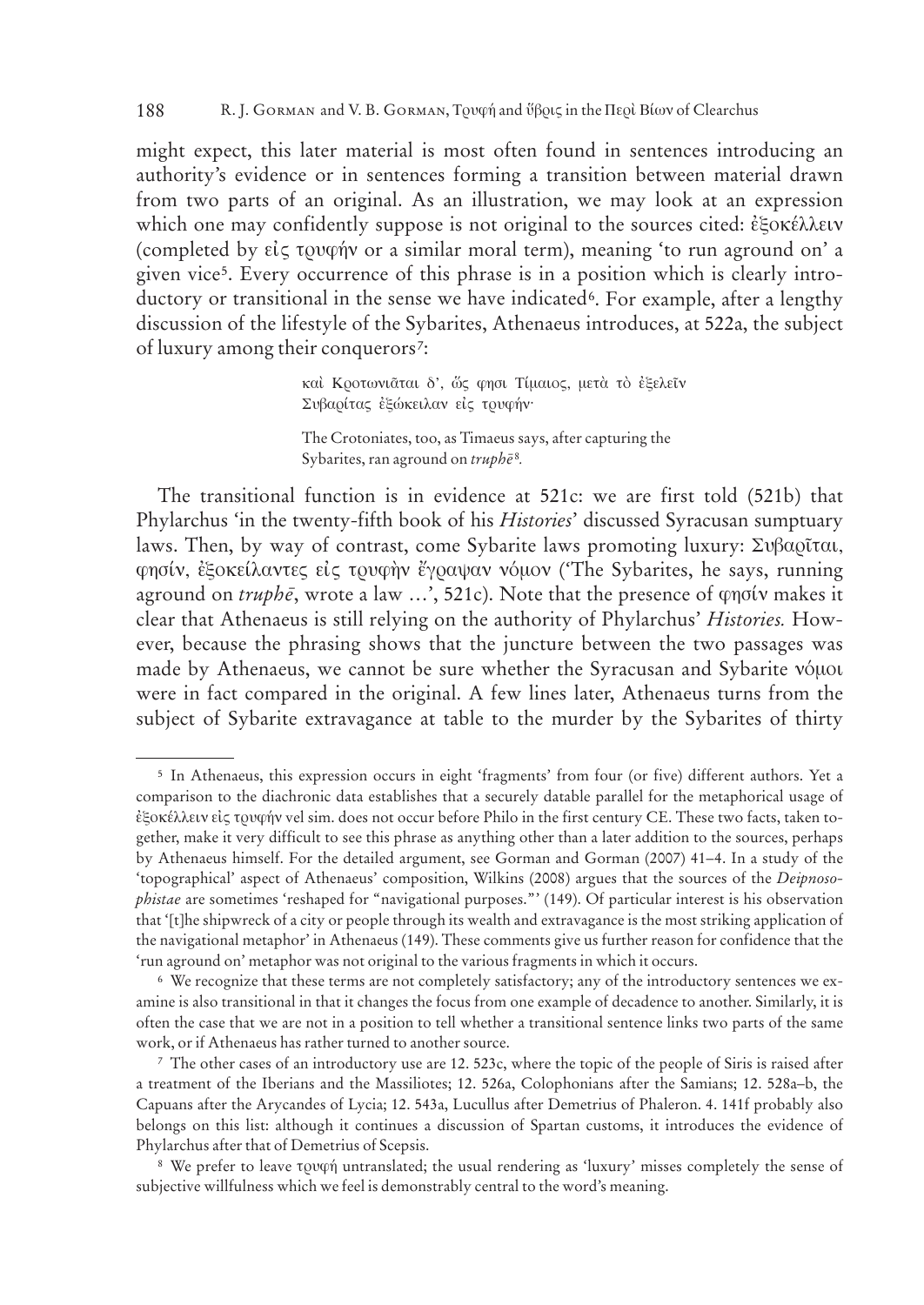might expect, this later material is most often found in sentences introducing an authority's evidence or in sentences forming a transition between material drawn from two parts of an original. As an illustration, we may look at an expression which one may confidently suppose is not original to the sources cited: ἐξοκέλλειν (completed by εἰς τρυφήν or a similar moral term), meaning 'to run aground on' a given vice[5]. Every occurrence of this phrase is in a position which is clearly introductory or transitional in the sense we have indicated[6]. For example, after a lengthy discussion of the lifestyle of the Sybarites, Athenaeus introduces, at 522a, the subject of luxury among their conquerors[7]:

> καὶ Κροτωνιᾶται δ', ὥς φησι Τίμαιος, μετὰ τὸ ἐξελεῖν Συβαρίτας ἐξώκειλαν εἰς τρυφήν·
>
> The Crotoniates, too, as Timaeus says, after capturing the Sybarites, ran aground on *truphē*[8].

The transitional function is in evidence at 521c: we are first told (521b) that Phylarchus 'in the twenty-fifth book of his *Histories*' discussed Syracusan sumptuary laws. Then, by way of contrast, come Sybarite laws promoting luxury: Συβαρῖται, φησίν, ἐξοκείλαντες εἰς τρυφὴν ἔγραψαν νόμον ('The Sybarites, he says, running aground on *truphē*, wrote a law ...', 521c). Note that the presence of φησίν makes it clear that Athenaeus is still relying on the authority of Phylarchus' *Histories.* However, because the phrasing shows that the juncture between the two passages was made by Athenaeus, we cannot be sure whether the Syracusan and Sybarite νόμοι were in fact compared in the original. A few lines later, Athenaeus turns from the subject of Sybarite extravagance at table to the murder by the Sybarites of thirty

---

[5] In Athenaeus, this expression occurs in eight 'fragments' from four (or five) different authors. Yet a comparison to the diachronic data establishes that a securely datable parallel for the metaphorical usage of ἐξοκέλλειν εἰς τρυφήν vel sim. does not occur before Philo in the first century CE. These two facts, taken together, make it very difficult to see this phrase as anything other than a later addition to the sources, perhaps by Athenaeus himself. For the detailed argument, see Gorman and Gorman (2007) 41–4. In a study of the 'topographical' aspect of Athenaeus' composition, Wilkins (2008) argues that the sources of the *Deipnosophistae* are sometimes 'reshaped for "navigational purposes."' (149). Of particular interest is his observation that '[t]he shipwreck of a city or people through its wealth and extravagance is the most striking application of the navigational metaphor' in Athenaeus (149). These comments give us further reason for confidence that the 'run aground on' metaphor was not original to the various fragments in which it occurs.

[6] We recognize that these terms are not completely satisfactory; any of the introductory sentences we examine is also transitional in that it changes the focus from one example of decadence to another. Similarly, it is often the case that we are not in a position to tell whether a transitional sentence links two parts of the same work, or if Athenaeus has rather turned to another source.

[7] The other cases of an introductory use are 12. 523c, where the topic of the people of Siris is raised after a treatment of the Iberians and the Massiliotes; 12. 526a, Colophonians after the Samians; 12. 528a–b, the Capuans after the Arycandes of Lycia; 12. 543a, Lucullus after Demetrius of Phaleron. 4. 141f probably also belongs on this list: although it continues a discussion of Spartan customs, it introduces the evidence of Phylarchus after that of Demetrius of Scepsis.

[8] We prefer to leave τρυφή untranslated; the usual rendering as 'luxury' misses completely the sense of subjective willfulness which we feel is demonstrably central to the word's meaning.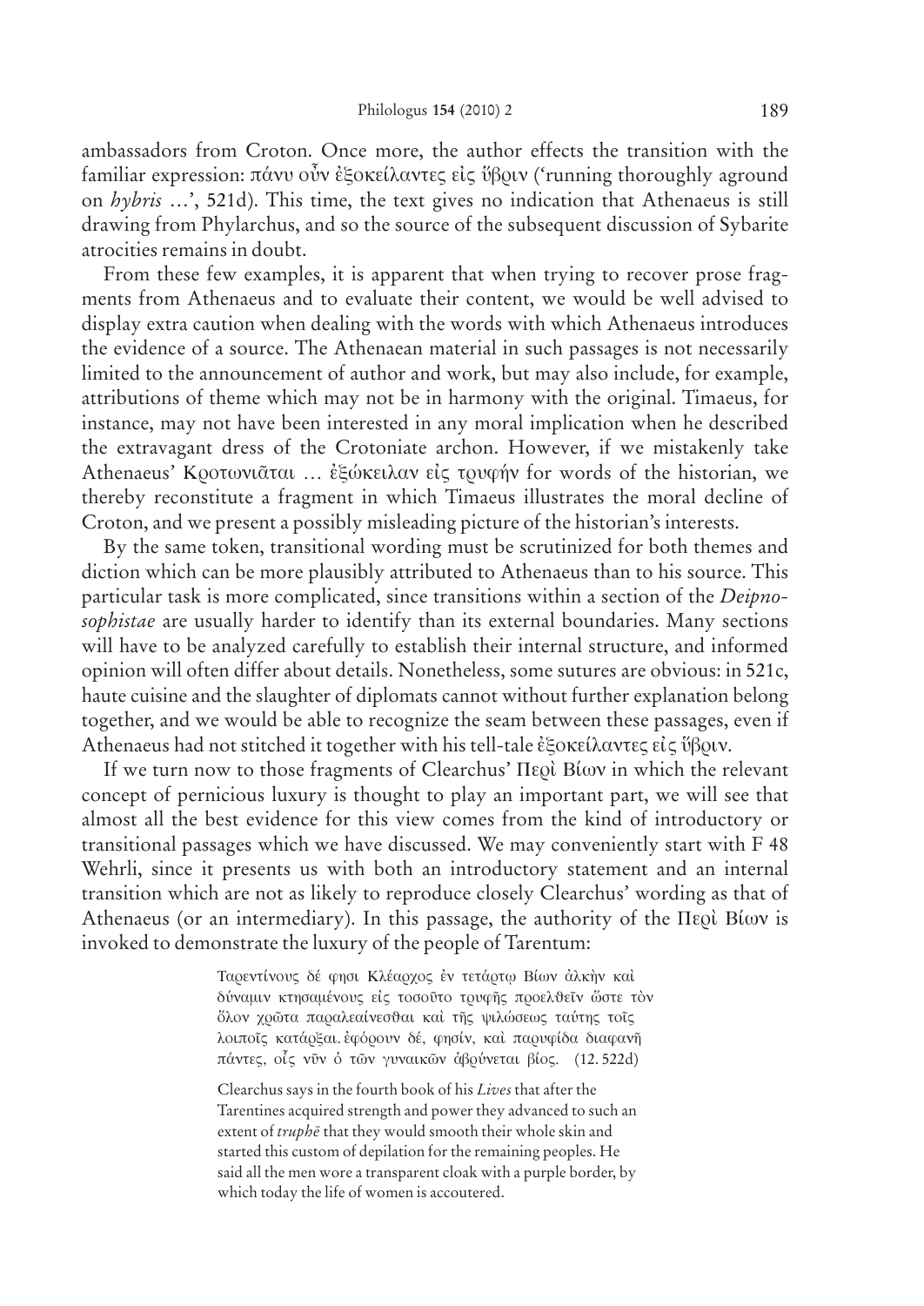ambassadors from Croton. Once more, the author effects the transition with the familiar expression: πάνυ οὖν ἐξοκείλαντες εἰς ὕβριν ('running thoroughly aground on *hybris* …', 521d). This time, the text gives no indication that Athenaeus is still drawing from Phylarchus, and so the source of the subsequent discussion of Sybarite atrocities remains in doubt.

From these few examples, it is apparent that when trying to recover prose fragments from Athenaeus and to evaluate their content, we would be well advised to display extra caution when dealing with the words with which Athenaeus introduces the evidence of a source. The Athenaean material in such passages is not necessarily limited to the announcement of author and work, but may also include, for example, attributions of theme which may not be in harmony with the original. Timaeus, for instance, may not have been interested in any moral implication when he described the extravagant dress of the Crotoniate archon. However, if we mistakenly take Athenaeus' Κροτωνιᾶται … ἐξώκειλαν εἰς τρυφήν for words of the historian, we thereby reconstitute a fragment in which Timaeus illustrates the moral decline of Croton, and we present a possibly misleading picture of the historian's interests.

By the same token, transitional wording must be scrutinized for both themes and diction which can be more plausibly attributed to Athenaeus than to his source. This particular task is more complicated, since transitions within a section of the *Deipnosophistae* are usually harder to identify than its external boundaries. Many sections will have to be analyzed carefully to establish their internal structure, and informed opinion will often differ about details. Nonetheless, some sutures are obvious: in 521c, haute cuisine and the slaughter of diplomats cannot without further explanation belong together, and we would be able to recognize the seam between these passages, even if Athenaeus had not stitched it together with his tell-tale ἐξοκείλαντες εἰς ὕβριν.

If we turn now to those fragments of Clearchus' Περὶ Βίων in which the relevant concept of pernicious luxury is thought to play an important part, we will see that almost all the best evidence for this view comes from the kind of introductory or transitional passages which we have discussed. We may conveniently start with F 48 Wehrli, since it presents us with both an introductory statement and an internal transition which are not as likely to reproduce closely Clearchus' wording as that of Athenaeus (or an intermediary). In this passage, the authority of the Περὶ Βίων is invoked to demonstrate the luxury of the people of Tarentum:

> Ταραντίνους δέ φησι Κλέαρχος ἐν τετάρτῳ Βίων ἀλκὴν καὶ δύναμιν κτησαμένους εἰς τοσοῦτο τρυφῆς προελθεῖν ὥστε τὸν ὅλον χρῶτα παραλεαίνεσθαι καὶ τῆς ψιλώσεως ταύτης τοῖς λοιποῖς κατάρξαι. ἐφόρουν δέ, φησίν, καὶ παρυφίδα διαφανῆ πάντες, οἷς νῦν ὁ τῶν γυναικῶν ἁβρύνεται βίος. (12. 522d)
>
> Clearchus says in the fourth book of his *Lives* that after the Tarentines acquired strength and power they advanced to such an extent of *truphē* that they would smooth their whole skin and started this custom of depilation for the remaining peoples. He said all the men wore a transparent cloak with a purple border, by which today the life of women is accoutered.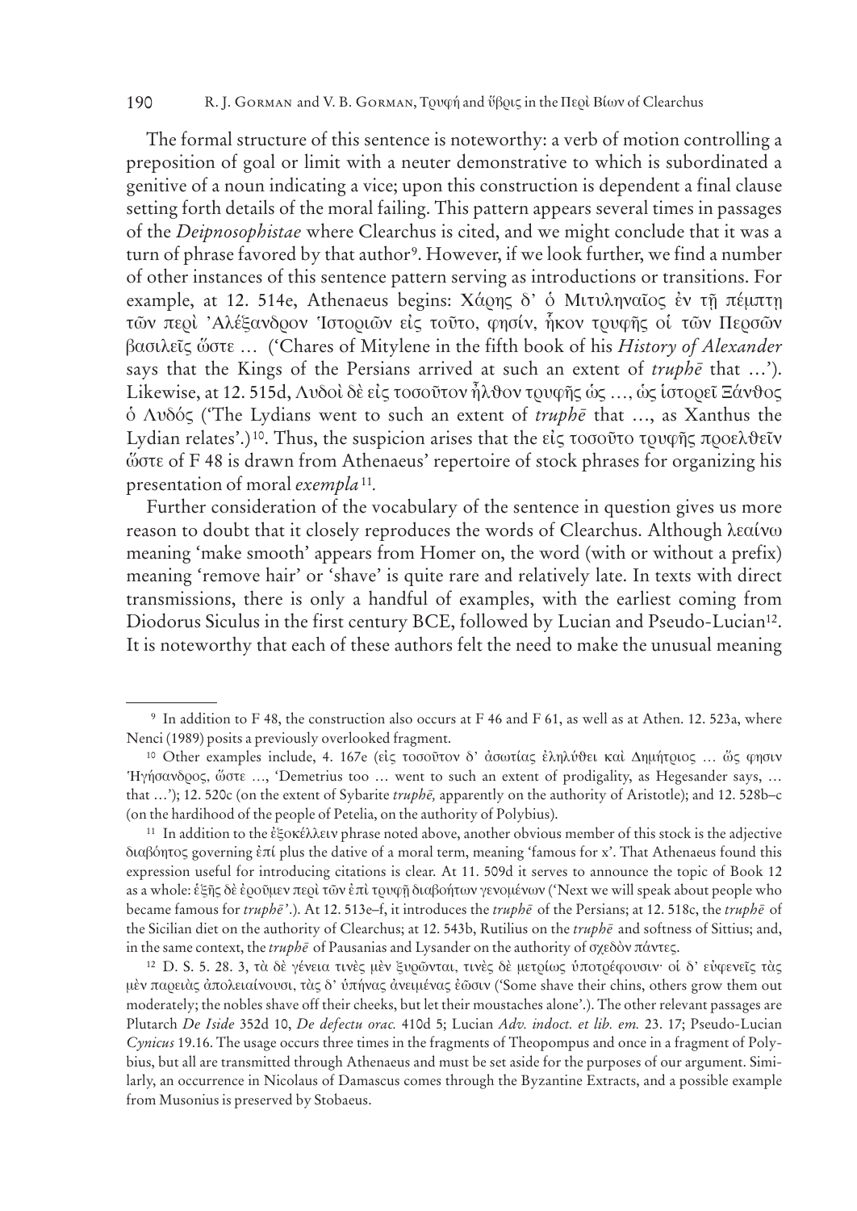The formal structure of this sentence is noteworthy: a verb of motion controlling a preposition of goal or limit with a neuter demonstrative to which is subordinated a genitive of a noun indicating a vice; upon this construction is dependent a final clause setting forth details of the moral failing. This pattern appears several times in passages of the *Deipnosophistae* where Clearchus is cited, and we might conclude that it was a turn of phrase favored by that author[9]. However, if we look further, we find a number of other instances of this sentence pattern serving as introductions or transitions. For example, at 12. 514e, Athenaeus begins: Χάρης δ' ὁ Μιτυληναῖος ἐν τῇ πέμπτῃ τῶν περὶ Ἀλέξανδρον Ἱστοριῶν εἰς τοῦτο, φησίν, ἧκον τρυφῆς οἱ τῶν Περσῶν βασιλεῖς ὥστε … ('Chares of Mitylene in the fifth book of his *History of Alexander* says that the Kings of the Persians arrived at such an extent of *truphē* that …'). Likewise, at 12. 515d, Λυδοὶ δὲ εἰς τοσοῦτον ἦλθον τρυφῆς ὡς …, ὡς ἱστορεῖ Ξάνθος ὁ Λυδός ('The Lydians went to such an extent of *truphē* that …, as Xanthus the Lydian relates'.)[10]. Thus, the suspicion arises that the εἰς τοσοῦτο τρυφῆς προελθεῖν ὥστε of F 48 is drawn from Athenaeus' repertoire of stock phrases for organizing his presentation of moral *exempla*[11].

Further consideration of the vocabulary of the sentence in question gives us more reason to doubt that it closely reproduces the words of Clearchus. Although λεαίνω meaning 'make smooth' appears from Homer on, the word (with or without a prefix) meaning 'remove hair' or 'shave' is quite rare and relatively late. In texts with direct transmissions, there is only a handful of examples, with the earliest coming from Diodorus Siculus in the first century BCE, followed by Lucian and Pseudo-Lucian[12]. It is noteworthy that each of these authors felt the need to make the unusual meaning

---

[9] In addition to F 48, the construction also occurs at F 46 and F 61, as well as at Athen. 12. 523a, where Nenci (1989) posits a previously overlooked fragment.

[10] Other examples include, 4. 167e (εἰς τοσοῦτον δ' ἀσωτίας ἐληλύθει καὶ Δημήτριος … ὥς φησιν Ἡγήσανδρος, ὥστε …, 'Demetrius too … went to such an extent of prodigality, as Hegesander says, … that …'); 12. 520c (on the extent of Sybarite *truphē*, apparently on the authority of Aristotle); and 12. 528b–c (on the hardihood of the people of Petelia, on the authority of Polybius).

[11] In addition to the ἐξοκέλλειν phrase noted above, another obvious member of this stock is the adjective διαβόητος governing ἐπί plus the dative of a moral term, meaning 'famous for x'. That Athenaeus found this expression useful for introducing citations is clear. At 11. 509d it serves to announce the topic of Book 12 as a whole: ἑξῆς δὲ ἐροῦμεν περὶ τῶν ἐπὶ τρυφῇ διαβοήτων γενομένων ('Next we will speak about people who became famous for *truphē*'.). At 12. 513e–f, it introduces the *truphē* of the Persians; at 12. 518c, the *truphē* of the Sicilian diet on the authority of Clearchus; at 12. 543b, Rutilius on the *truphē* and softness of Sittius; and, in the same context, the *truphē* of Pausanias and Lysander on the authority of σχεδὸν πάντες.

[12] D. S. 5. 28. 3, τὰ δὲ γένεια τινὲς μὲν ξυρῶνται, τινὲς δὲ μετρίως ὑποτρέφουσιν· οἱ δ' εὐφενεῖς τὰς μὲν παρειὰς ἀπολειαίνουσι, τὰς δ' ὑπήνας ἀνειμένας ἐῶσιν ('Some shave their chins, others grow them out moderately; the nobles shave off their cheeks, but let their moustaches alone'.). The other relevant passages are Plutarch *De Iside* 352d 10, *De defectu orac.* 410d 5; Lucian *Adv. indoct. et lib. em.* 23. 17; Pseudo-Lucian *Cynicus* 19.16. The usage occurs three times in the fragments of Theopompus and once in a fragment of Polybius, but all are transmitted through Athenaeus and must be set aside for the purposes of our argument. Similarly, an occurrence in Nicolaus of Damascus comes through the Byzantine Extracts, and a possible example from Musonius is preserved by Stobaeus.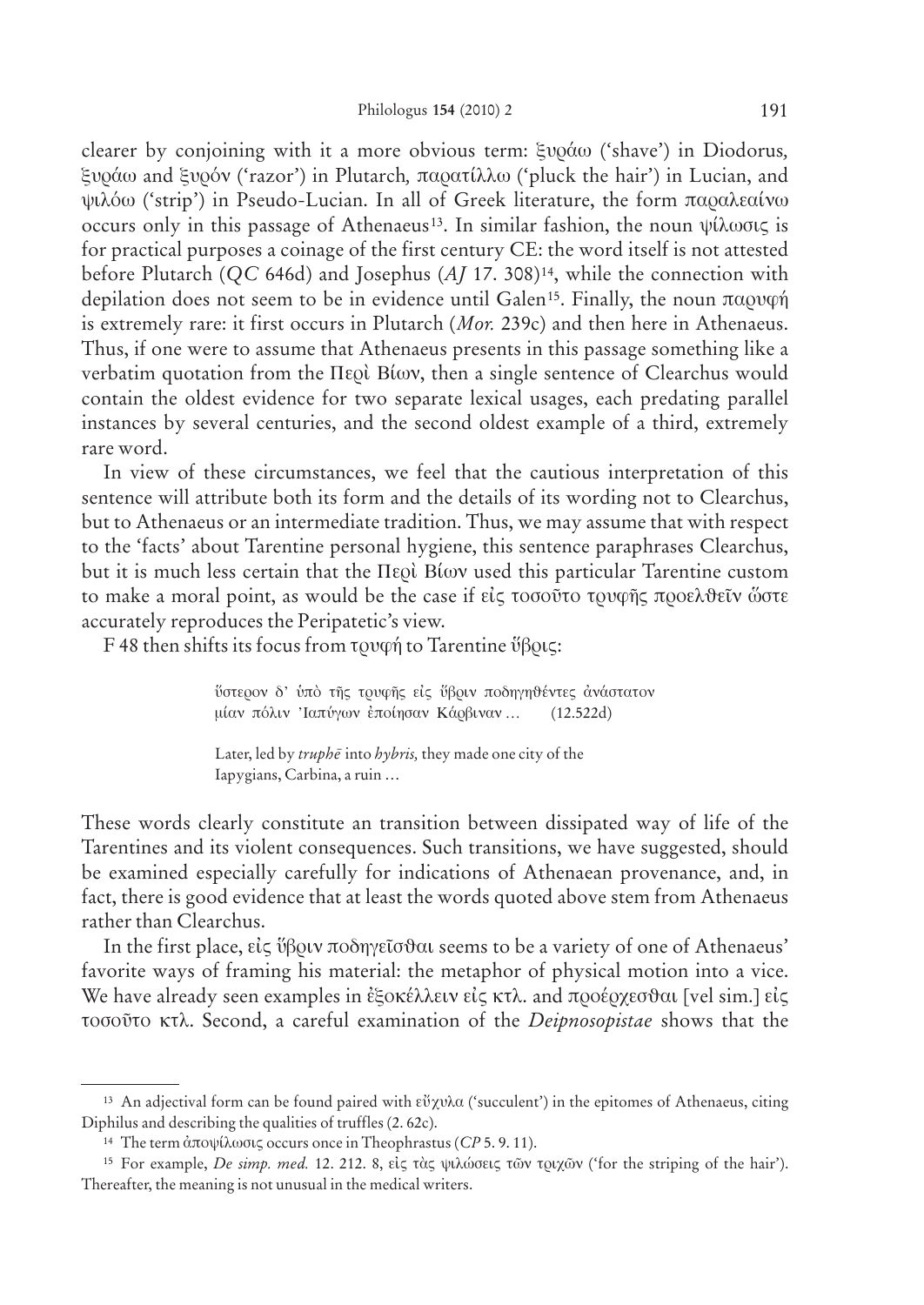clearer by conjoining with it a more obvious term: ξυράω ('shave') in Diodorus, ξυράω and ξυρόν ('razor') in Plutarch, παρατίλλω ('pluck the hair') in Lucian, and ψιλόω ('strip') in Pseudo-Lucian. In all of Greek literature, the form παραλεαίνω occurs only in this passage of Athenaeus[13]. In similar fashion, the noun ψίλωσις is for practical purposes a coinage of the first century CE: the word itself is not attested before Plutarch (*QC* 646d) and Josephus (*AJ* 17. 308)[14], while the connection with depilation does not seem to be in evidence until Galen[15]. Finally, the noun παρυφή is extremely rare: it first occurs in Plutarch (*Mor.* 239c) and then here in Athenaeus. Thus, if one were to assume that Athenaeus presents in this passage something like a verbatim quotation from the Περὶ Βίων, then a single sentence of Clearchus would contain the oldest evidence for two separate lexical usages, each predating parallel instances by several centuries, and the second oldest example of a third, extremely rare word.

In view of these circumstances, we feel that the cautious interpretation of this sentence will attribute both its form and the details of its wording not to Clearchus, but to Athenaeus or an intermediate tradition. Thus, we may assume that with respect to the 'facts' about Tarentine personal hygiene, this sentence paraphrases Clearchus, but it is much less certain that the Περὶ Βίων used this particular Tarentine custom to make a moral point, as would be the case if εἰς τοσοῦτο τρυφῆς προελθεῖν ὥστε accurately reproduces the Peripatetic's view.

F 48 then shifts its focus from τρυφή to Tarentine ὕβρις:

> ὕστερον δ' ὑπὸ τῆς τρυφῆς εἰς ὕβριν ποδηγηθέντες ἀνάστατον μίαν πόλιν Ἰαπύγων ἐποίησαν Κάρβιναν … (12.522d)
>
> Later, led by *truphē* into *hybris,* they made one city of the Iapygians, Carbina, a ruin …

These words clearly constitute an transition between dissipated way of life of the Tarentines and its violent consequences. Such transitions, we have suggested, should be examined especially carefully for indications of Athenaean provenance, and, in fact, there is good evidence that at least the words quoted above stem from Athenaeus rather than Clearchus.

In the first place, εἰς ὕβριν ποδηγεῖσθαι seems to be a variety of one of Athenaeus' favorite ways of framing his material: the metaphor of physical motion into a vice. We have already seen examples in ἐξοκέλλειν εἰς κτλ. and προέρχεσθαι [vel sim.] εἰς τοσοῦτο κτλ. Second, a careful examination of the *Deipnosopistae* shows that the

---

[13] An adjectival form can be found paired with εὔχυλα ('succulent') in the epitomes of Athenaeus, citing Diphilus and describing the qualities of truffles (2. 62c).

[14] The term ἀποψίλωσις occurs once in Theophrastus (*CP* 5. 9. 11).

[15] For example, *De simp. med.* 12. 212. 8, εἰς τὰς ψιλώσεις τῶν τριχῶν ('for the striping of the hair'). Thereafter, the meaning is not unusual in the medical writers.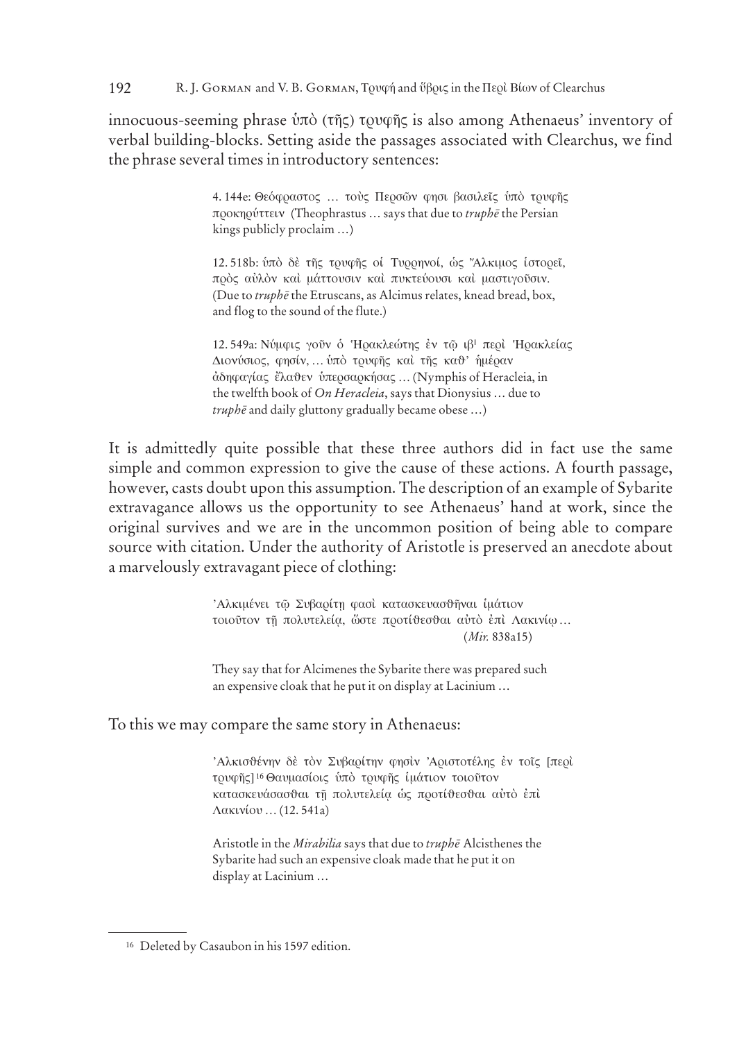innocuous-seeming phrase ὑπὸ (τῆς) τρυφῆς is also among Athenaeus' inventory of verbal building-blocks. Setting aside the passages associated with Clearchus, we find the phrase several times in introductory sentences:

> 4. 144e: Θεόφραστος … τοὺς Περσῶν φησι βασιλεῖς ὑπὸ τρυφῆς προκηρύττειν (Theophrastus … says that due to *truphē* the Persian kings publicly proclaim …)
>
> 12. 518b: ὑπὸ δὲ τῆς τρυφῆς οἱ Τυρρηνοί, ὡς Ἄλκιμος ἱστορεῖ, πρὸς αὐλὸν καὶ μάττουσιν καὶ πυκτεύουσι καὶ μαστιγοῦσιν. (Due to *truphē* the Etruscans, as Alcimus relates, knead bread, box, and flog to the sound of the flute.)
>
> 12. 549a: Νύμφις γοῦν ὁ Ἡρακλεώτης ἐν τῷ ιβ' περὶ Ἡρακλείας Διονύσιος, φησίν, … ὑπὸ τρυφῆς καὶ τῆς καθ' ἡμέραν ἀδηφαγίας ἔλαθεν ὑπερσαρκήσας … (Nymphis of Heracleia, in the twelfth book of *On Heracleia*, says that Dionysius … due to *truphē* and daily gluttony gradually became obese …)

It is admittedly quite possible that these three authors did in fact use the same simple and common expression to give the cause of these actions. A fourth passage, however, casts doubt upon this assumption. The description of an example of Sybarite extravagance allows us the opportunity to see Athenaeus' hand at work, since the original survives and we are in the uncommon position of being able to compare source with citation. Under the authority of Aristotle is preserved an anecdote about a marvelously extravagant piece of clothing:

> Ἀλκιμένει τῷ Συβαρίτῃ φασὶ κατασκευασθῆναι ἱμάτιον τοιοῦτον τῇ πολυτελείᾳ, ὥστε προτίθεσθαι αὐτὸ ἐπὶ Λακινίῳ …
> (*Mir.* 838a15)
>
> They say that for Alcimenes the Sybarite there was prepared such an expensive cloak that he put it on display at Lacinium …

To this we may compare the same story in Athenaeus:

> Ἀλκισθένην δὲ τὸν Συβαρίτην φησὶν Ἀριστοτέλης ἐν τοῖς [περὶ τρυφῆς][16] Θαυμασίοις ὑπὸ τρυφῆς ἱμάτιον τοιοῦτον κατασκευάσασθαι τῇ πολυτελείᾳ ὡς προτίθεσθαι αὐτὸ ἐπὶ Λακινίου … (12. 541a)
>
> Aristotle in the *Mirabilia* says that due to *truphē* Alcisthenes the Sybarite had such an expensive cloak made that he put it on display at Lacinium …

[16] Deleted by Casaubon in his 1597 edition.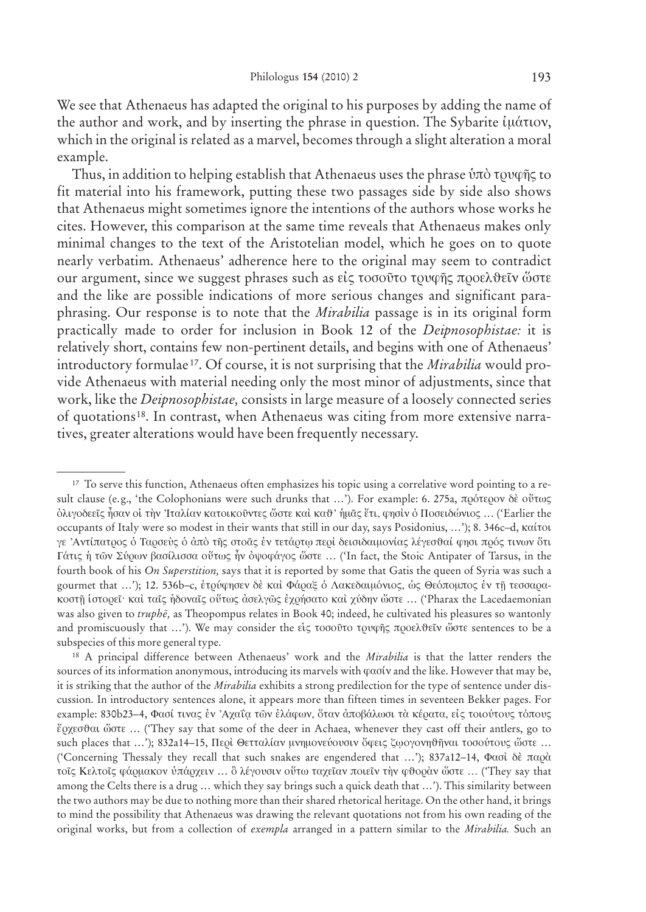We see that Athenaeus has adapted the original to his purposes by adding the name of the author and work, and by inserting the phrase in question. The Sybarite ἱμάτιον, which in the original is related as a marvel, becomes through a slight alteration a moral example.

Thus, in addition to helping establish that Athenaeus uses the phrase ὑπὸ τρυφῆς to fit material into his framework, putting these two passages side by side also shows that Athenaeus might sometimes ignore the intentions of the authors whose works he cites. However, this comparison at the same time reveals that Athenaeus makes only minimal changes to the text of the Aristotelian model, which he goes on to quote nearly verbatim. Athenaeus' adherence here to the original may seem to contradict our argument, since we suggest phrases such as εἰς τοσοῦτο τρυφῆς προελθεῖν ὥστε and the like are possible indications of more serious changes and significant paraphrasing. Our response is to note that the *Mirabilia* passage is in its original form practically made to order for inclusion in Book 12 of the *Deipnosophistae:* it is relatively short, contains few non-pertinent details, and begins with one of Athenaeus' introductory formulae[17]. Of course, it is not surprising that the *Mirabilia* would provide Athenaeus with material needing only the most minor of adjustments, since that work, like the *Deipnosophistae,* consists in large measure of a loosely connected series of quotations[18]. In contrast, when Athenaeus was citing from more extensive narratives, greater alterations would have been frequently necessary.

---

[17] To serve this function, Athenaeus often emphasizes his topic using a correlative word pointing to a result clause (e.g., 'the Colophonians were such drunks that …'). For example: 6. 275a, πρότερον δὲ οὕτως ὀλιγοδεεῖς ἦσαν οἱ τὴν Ἰταλίαν κατοικοῦντες ὥστε καὶ καθ' ἡμᾶς ἔτι, φησὶν ὁ Ποσειδώνιος … ('Earlier the occupants of Italy were so modest in their wants that still in our day, says Posidonius, …'); 8. 346c–d, καίτοι γε Ἀντίπατρος ὁ Ταρσεὺς ὁ ἀπὸ τῆς στοᾶς ἐν τετάρτῳ περὶ δεισιδαιμονίας λέγεσθαί φησι πρός τινων ὅτι Γάτις ἡ τῶν Σύρων βασίλισσα οὕτως ἦν ὀψοφάγος ὥστε … ('In fact, the Stoic Antipater of Tarsus, in the fourth book of his *On Superstition,* says that it is reported by some that Gatis the queen of Syria was such a gourmet that …'); 12. 536b–c, ἐτρύφησεν δὲ καὶ Φάραξ ὁ Λακεδαιμόνιος, ὡς Θεόπομπος ἐν τῇ τεσσαρακοστῇ ἱστορεῖ· καὶ ταῖς ἡδοναῖς οὕτως ἀσελγῶς ἐχρήσατο καὶ χύδην ὥστε … ('Pharax the Lacedaemonian was also given to *truphē,* as Theopompus relates in Book 40; indeed, he cultivated his pleasures so wantonly and promiscuously that …'). We may consider the εἰς τοσοῦτο τρυφῆς προελθεῖν ὥστε sentences to be a subspecies of this more general type.

[18] A principal difference between Athenaeus' work and the *Mirabilia* is that the latter renders the sources of its information anonymous, introducing its marvels with φασίν and the like. However that may be, it is striking that the author of the *Mirabilia* exhibits a strong predilection for the type of sentence under discussion. In introductory sentences alone, it appears more than fifteen times in seventeen Bekker pages. For example: 830b23–4, Φασί τινας ἐν Ἀχαΐᾳ τῶν ἐλάφων, ὅταν ἀποβάλωσι τὰ κέρατα, εἰς τοιούτους τόπους ἔρχεσθαι ὥστε … ('They say that some of the deer in Achaea, whenever they cast off their antlers, go to such places that …'); 832a14–15, Περὶ Θετταλίαν μνημονεύουσιν ὄφεις ζῳογονηθῆναι τοσούτους ὥστε … ('Concerning Thessaly they recall that such snakes are engendered that …'); 837a12–14, Φασὶ δὲ παρὰ τοῖς Κελτοῖς φάρμακον ὑπάρχειν … ὃ λέγουσιν οὕτω ταχεῖαν ποιεῖν τὴν φθορὰν ὥστε … ('They say that among the Celts there is a drug … which they say brings such a quick death that …'). This similarity between the two authors may be due to nothing more than their shared rhetorical heritage. On the other hand, it brings to mind the possibility that Athenaeus was drawing the relevant quotations not from his own reading of the original works, but from a collection of *exempla* arranged in a pattern similar to the *Mirabilia.* Such an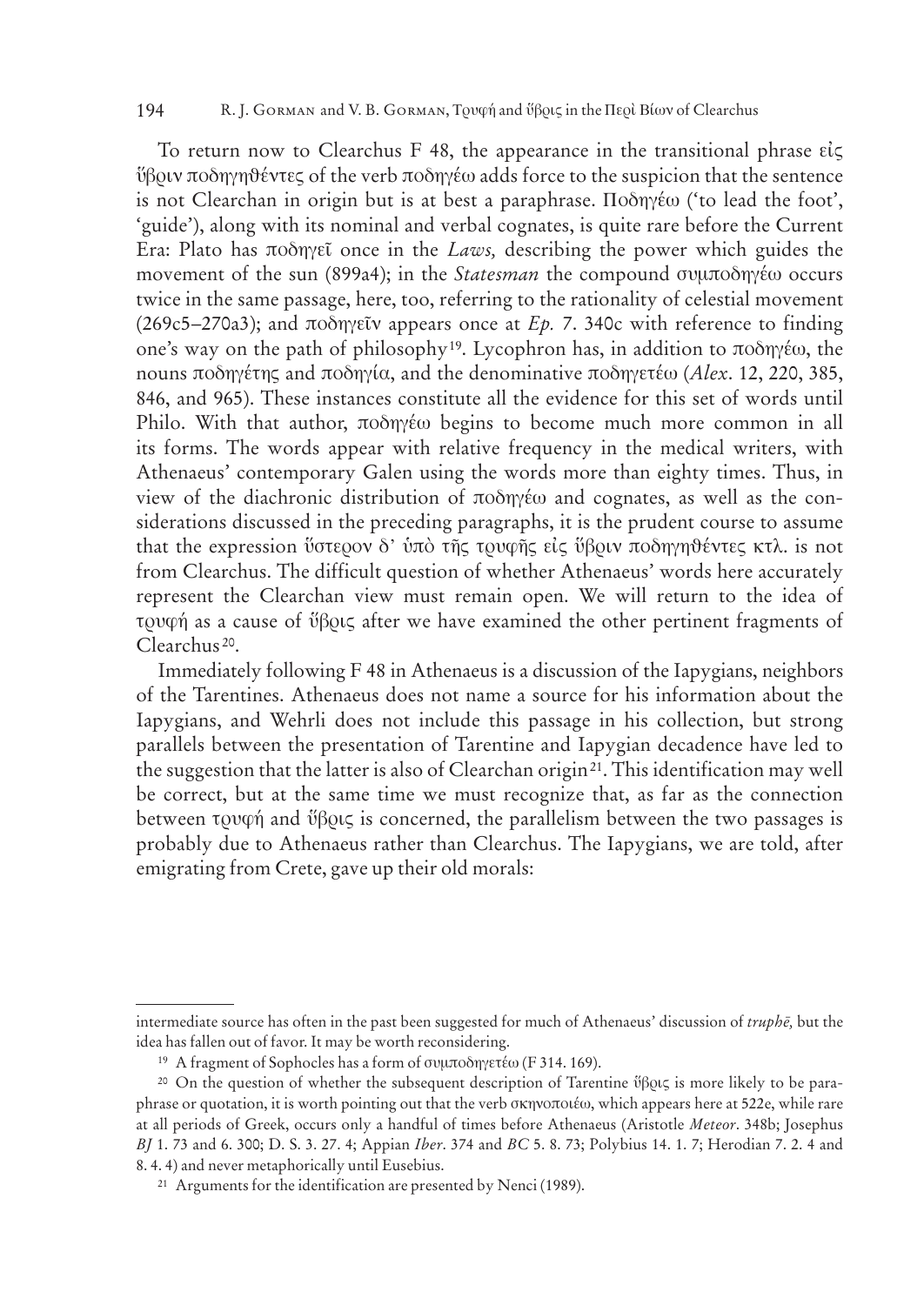To return now to Clearchus F 48, the appearance in the transitional phrase εἰς ὕβριν ποδηγηθέντες of the verb ποδηγέω adds force to the suspicion that the sentence is not Clearchan in origin but is at best a paraphrase. Ποδηγέω ('to lead the foot', 'guide'), along with its nominal and verbal cognates, is quite rare before the Current Era: Plato has ποδηγεῖ once in the *Laws,* describing the power which guides the movement of the sun (899a4); in the *Statesman* the compound συμποδηγέω occurs twice in the same passage, here, too, referring to the rationality of celestial movement (269c5–270a3); and ποδηγεῖν appears once at *Ep.* 7. 340c with reference to finding one's way on the path of philosophy[19]. Lycophron has, in addition to ποδηγέω, the nouns ποδηγέτης and ποδηγία, and the denominative ποδηγετέω (*Alex*. 12, 220, 385, 846, and 965). These instances constitute all the evidence for this set of words until Philo. With that author, ποδηγέω begins to become much more common in all its forms. The words appear with relative frequency in the medical writers, with Athenaeus' contemporary Galen using the words more than eighty times. Thus, in view of the diachronic distribution of ποδηγέω and cognates, as well as the considerations discussed in the preceding paragraphs, it is the prudent course to assume that the expression ὕστερον δ' ὑπὸ τῆς τρυφῆς εἰς ὕβριν ποδηγηθέντες κτλ. is not from Clearchus. The difficult question of whether Athenaeus' words here accurately represent the Clearchan view must remain open. We will return to the idea of τρυφή as a cause of ὕβρις after we have examined the other pertinent fragments of Clearchus[20].

Immediately following F 48 in Athenaeus is a discussion of the Iapygians, neighbors of the Tarentines. Athenaeus does not name a source for his information about the Iapygians, and Wehrli does not include this passage in his collection, but strong parallels between the presentation of Tarentine and Iapygian decadence have led to the suggestion that the latter is also of Clearchan origin[21]. This identification may well be correct, but at the same time we must recognize that, as far as the connection between τρυφή and ὕβρις is concerned, the parallelism between the two passages is probably due to Athenaeus rather than Clearchus. The Iapygians, we are told, after emigrating from Crete, gave up their old morals:

---

intermediate source has often in the past been suggested for much of Athenaeus' discussion of *truphē,* but the idea has fallen out of favor. It may be worth reconsidering.

[19] A fragment of Sophocles has a form of συμποδηγετέω (F 314. 169).

[20] On the question of whether the subsequent description of Tarentine ὕβρις is more likely to be paraphrase or quotation, it is worth pointing out that the verb σκηνοποιέω, which appears here at 522e, while rare at all periods of Greek, occurs only a handful of times before Athenaeus (Aristotle *Meteor*. 348b; Josephus *BJ* 1. 73 and 6. 300; D. S. 3. 27. 4; Appian *Iber*. 374 and *BC* 5. 8. 73; Polybius 14. 1. 7; Herodian 7. 2. 4 and 8. 4. 4) and never metaphorically until Eusebius.

[21] Arguments for the identification are presented by Nenci (1989).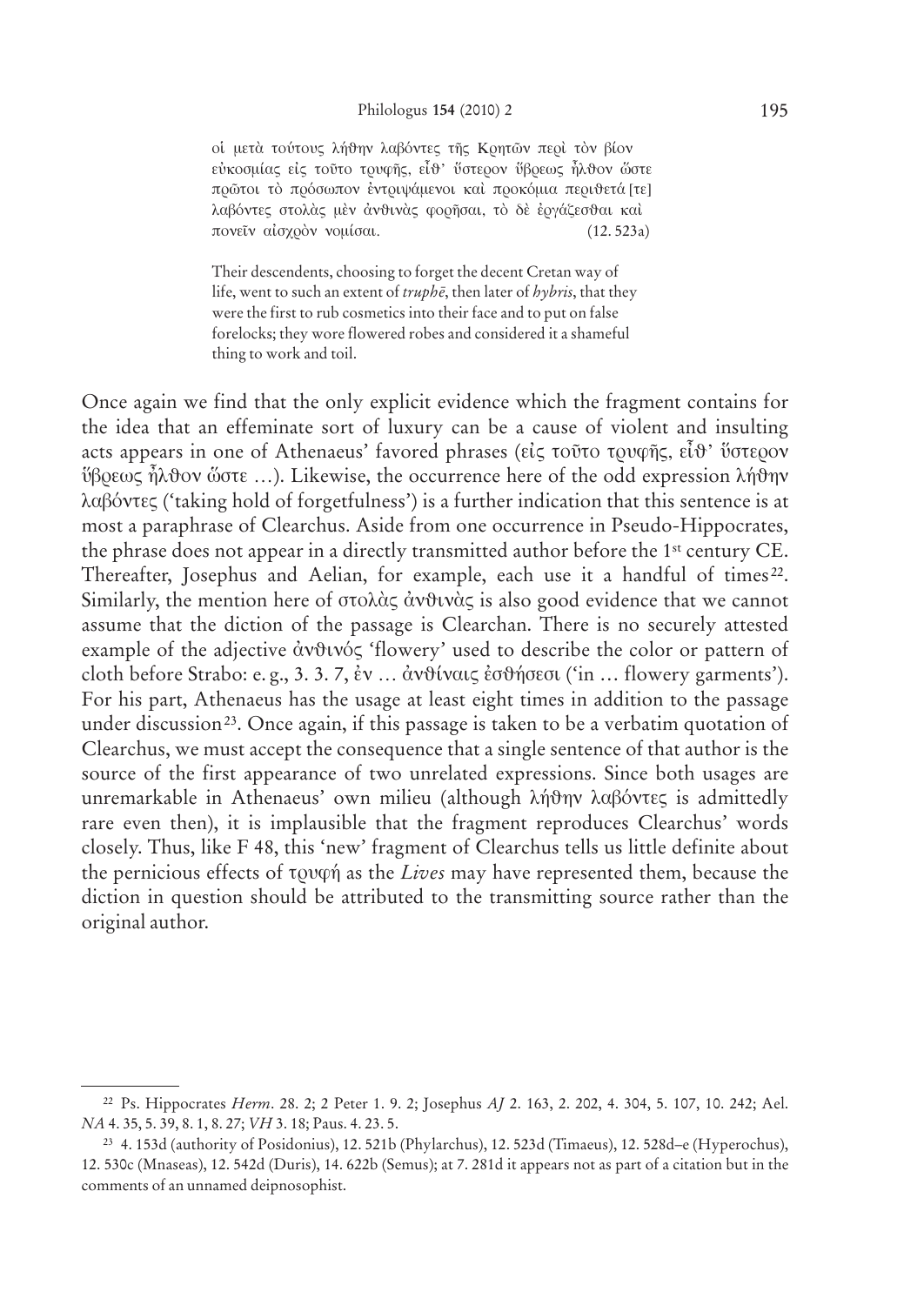οἱ μετὰ τούτους λήθην λαβόντες τῆς Κρητῶν περὶ τὸν βίον εὐκοσμίας εἰς τοῦτο τρυφῆς, εἶθ' ὕστερον ὕβρεως ἦλθον ὥστε πρῶτοι τὸ πρόσωπον ἐντριψάμενοι καὶ προκόμια περιθετά [τε] λαβόντες στολὰς μὲν ἀνθινὰς φορῆσαι, τὸ δὲ ἐργάζεσθαι καὶ πονεῖν αἰσχρὸν νομίσαι. (12. 523a)

Their descendents, choosing to forget the decent Cretan way of life, went to such an extent of *truphē*, then later of *hybris*, that they were the first to rub cosmetics into their face and to put on false forelocks; they wore flowered robes and considered it a shameful thing to work and toil.

Once again we find that the only explicit evidence which the fragment contains for the idea that an effeminate sort of luxury can be a cause of violent and insulting acts appears in one of Athenaeus' favored phrases (εἰς τοῦτο τρυφῆς, εἶθ' ὕστερον ὕβρεως ἦλθον ὥστε …). Likewise, the occurrence here of the odd expression λήθην λαβόντες ('taking hold of forgetfulness') is a further indication that this sentence is at most a paraphrase of Clearchus. Aside from one occurrence in Pseudo-Hippocrates, the phrase does not appear in a directly transmitted author before the 1st century CE. Thereafter, Josephus and Aelian, for example, each use it a handful of times[22]. Similarly, the mention here of στολὰς ἀνθινὰς is also good evidence that we cannot assume that the diction of the passage is Clearchan. There is no securely attested example of the adjective ἀνθινός 'flowery' used to describe the color or pattern of cloth before Strabo: e. g., 3. 3. 7, ἐν … ἀνθίναις ἐσθήσεσι ('in … flowery garments'). For his part, Athenaeus has the usage at least eight times in addition to the passage under discussion[23]. Once again, if this passage is taken to be a verbatim quotation of Clearchus, we must accept the consequence that a single sentence of that author is the source of the first appearance of two unrelated expressions. Since both usages are unremarkable in Athenaeus' own milieu (although λήθην λαβόντες is admittedly rare even then), it is implausible that the fragment reproduces Clearchus' words closely. Thus, like F 48, this 'new' fragment of Clearchus tells us little definite about the pernicious effects of τρυφή as the *Lives* may have represented them, because the diction in question should be attributed to the transmitting source rather than the original author.

---

[22] Ps. Hippocrates *Herm*. 28. 2; 2 Peter 1. 9. 2; Josephus *AJ* 2. 163, 2. 202, 4. 304, 5. 107, 10. 242; Ael. *NA* 4. 35, 5. 39, 8. 1, 8. 27; *VH* 3. 18; Paus. 4. 23. 5.

[23] 4. 153d (authority of Posidonius), 12. 521b (Phylarchus), 12. 523d (Timaeus), 12. 528d–e (Hyperochus), 12. 530c (Mnaseas), 12. 542d (Duris), 14. 622b (Semus); at 7. 281d it appears not as part of a citation but in the comments of an unnamed deipnosophist.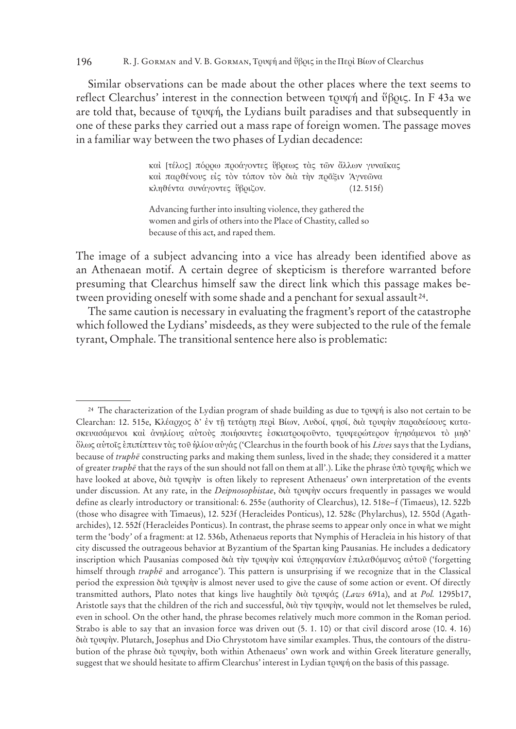Similar observations can be made about the other places where the text seems to reflect Clearchus' interest in the connection between τρυφή and ὕβρις. In F 43a we are told that, because of τρυφή, the Lydians built paradises and that subsequently in one of these parks they carried out a mass rape of foreign women. The passage moves in a familiar way between the two phases of Lydian decadence:

> καὶ [τέλος] πόρρω προάγοντες ὕβρεως τὰς τῶν ἄλλων γυναῖκας καὶ παρθένους εἰς τὸν τόπον τὸν διὰ τὴν πρᾶξιν Ἁγνεῶνα κληθέντα συνάγοντες ὕβριζον. (12. 515f)
>
> Advancing further into insulting violence, they gathered the women and girls of others into the Place of Chastity, called so because of this act, and raped them.

The image of a subject advancing into a vice has already been identified above as an Athenaean motif. A certain degree of skepticism is therefore warranted before presuming that Clearchus himself saw the direct link which this passage makes between providing oneself with some shade and a penchant for sexual assault[24].

The same caution is necessary in evaluating the fragment's report of the catastrophe which followed the Lydians' misdeeds, as they were subjected to the rule of the female tyrant, Omphale. The transitional sentence here also is problematic:

---

[24] The characterization of the Lydian program of shade building as due to τρυφή is also not certain to be Clearchan: 12. 515e, Κλέαρχος δ' ἐν τῇ τετάρτῃ περὶ Βίων, Λυδοί, φησί, διὰ τρυφὴν παραδείσους κατασκευασάμενοι καὶ ἀνηλίους αὐτοὺς ποιήσαντες ἐσκιατροφοῦντο, τρυφερώτερον ἡγησάμενοι τὸ μηδ' ὅλως αὐτοῖς ἐπιπίπτειν τὰς τοῦ ἡλίου αὐγάς ('Clearchus in the fourth book of his *Lives* says that the Lydians, because of *truphē* constructing parks and making them sunless, lived in the shade; they considered it a matter of greater *truphē* that the rays of the sun should not fall on them at all'.). Like the phrase ὑπὸ τρυφῆς which we have looked at above, διὰ τρυφὴν is often likely to represent Athenaeus' own interpretation of the events under discussion. At any rate, in the *Deipnosophistae*, διὰ τρυφὴν occurs frequently in passages we would define as clearly introductory or transitional: 6. 255e (authority of Clearchus), 12. 518e–f (Timaeus), 12. 522b (those who disagree with Timaeus), 12. 523f (Heracleides Ponticus), 12. 528c (Phylarchus), 12. 550d (Agatharchides), 12. 552f (Heracleides Ponticus). In contrast, the phrase seems to appear only once in what we might term the 'body' of a fragment: at 12. 536b, Athenaeus reports that Nymphis of Heracleia in his history of that city discussed the outrageous behavior at Byzantium of the Spartan king Pausanias. He includes a dedicatory inscription which Pausanias composed διὰ τὴν τρυφὴν καὶ ὑπερηφανίαν ἐπιλαθόμενος αὐτοῦ ('forgetting himself through *truphē* and arrogance'). This pattern is unsurprising if we recognize that in the Classical period the expression διὰ τρυφὴν is almost never used to give the cause of some action or event. Of directly transmitted authors, Plato notes that kings live haughtily διὰ τρυφάς (*Laws* 691a), and at *Pol.* 1295b17, Aristotle says that the children of the rich and successful, διὰ τὴν τρυφὴν, would not let themselves be ruled, even in school. On the other hand, the phrase becomes relatively much more common in the Roman period. Strabo is able to say that an invasion force was driven out (5. 1. 10) or that civil discord arose (10. 4. 16) διὰ τρυφὴν. Plutarch, Josephus and Dio Chrystotom have similar examples. Thus, the contours of the distrubution of the phrase διὰ τρυφὴν, both within Athenaeus' own work and within Greek literature generally, suggest that we should hesitate to affirm Clearchus' interest in Lydian τρυφή on the basis of this passage.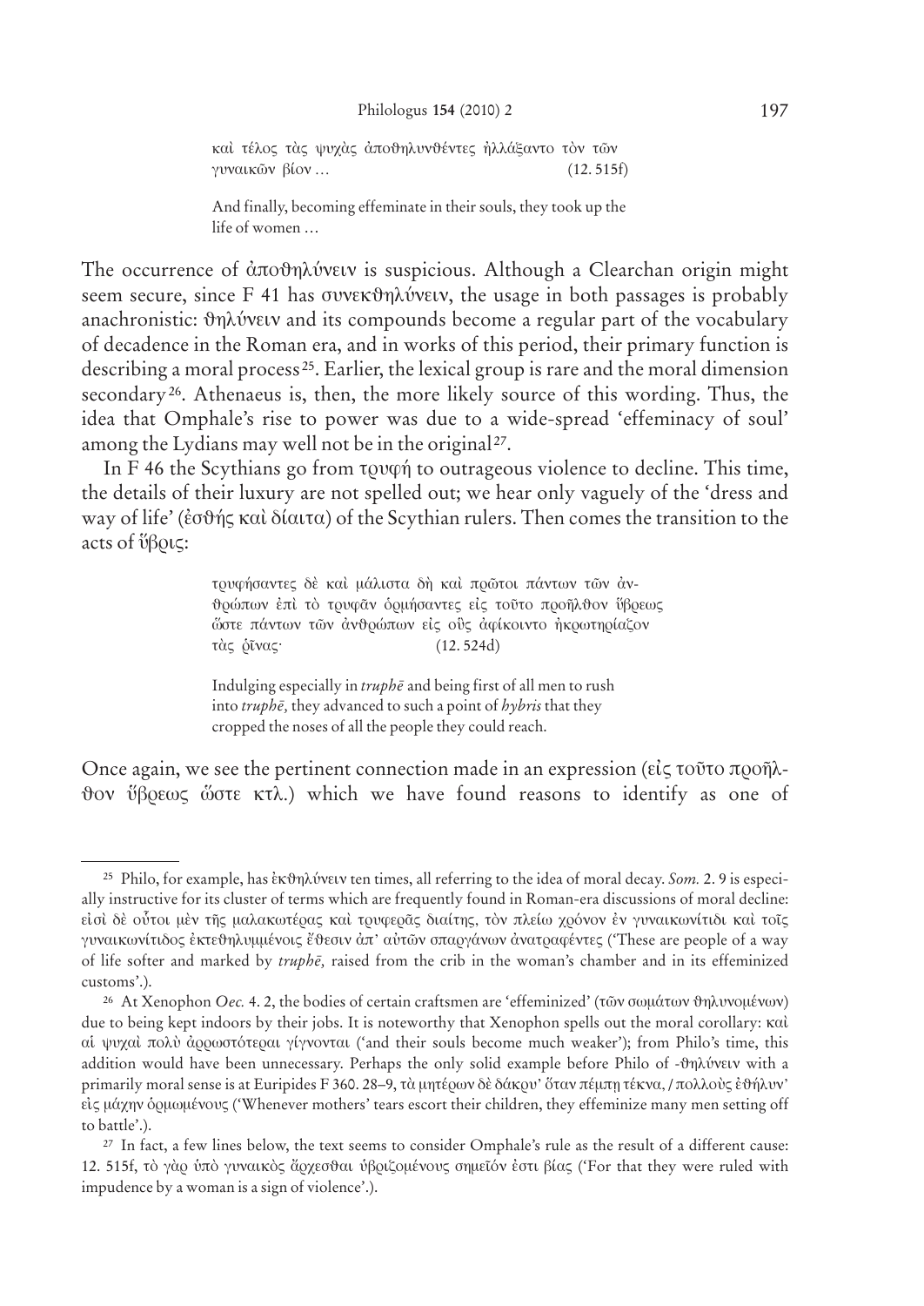καὶ τέλος τὰς ψυχὰς ἀποθηλυνθέντες ἠλλάξαντο τὸν τῶν γυναικῶν βίον … (12. 515f)

And finally, becoming effeminate in their souls, they took up the life of women …

The occurrence of ἀποθηλύνειν is suspicious. Although a Clearchan origin might seem secure, since F 41 has συνεκθηλύνειν, the usage in both passages is probably anachronistic: θηλύνειν and its compounds become a regular part of the vocabulary of decadence in the Roman era, and in works of this period, their primary function is describing a moral process[25]. Earlier, the lexical group is rare and the moral dimension secondary[26]. Athenaeus is, then, the more likely source of this wording. Thus, the idea that Omphale's rise to power was due to a wide-spread 'effeminacy of soul' among the Lydians may well not be in the original[27].

In F 46 the Scythians go from τρυφή to outrageous violence to decline. This time, the details of their luxury are not spelled out; we hear only vaguely of the 'dress and way of life' (ἐσθής καὶ δίαιτα) of the Scythian rulers. Then comes the transition to the acts of ὕβρις:

τρυφήσαντες δὲ καὶ μάλιστα δὴ καὶ πρῶτοι πάντων τῶν ἀνθρώπων ἐπὶ τὸ τρυφᾶν ὁρμήσαντες εἰς τοῦτο προῆλθον ὕβρεως ὥστε πάντων τῶν ἀνθρώπων εἰς οὓς ἀφίκοιντο ἠκρωτηρίαζον τὰς ῥῖνας· (12. 524d)

Indulging especially in *truphē* and being first of all men to rush into *truphē,* they advanced to such a point of *hybris* that they cropped the noses of all the people they could reach.

Once again, we see the pertinent connection made in an expression (εἰς τοῦτο προῆλθον ὕβρεως ὥστε κτλ.) which we have found reasons to identify as one of

---

[25] Philo, for example, has ἐκθηλύνειν ten times, all referring to the idea of moral decay. *Som.* 2. 9 is especially instructive for its cluster of terms which are frequently found in Roman-era discussions of moral decline: εἰσὶ δὲ οὗτοι μὲν τῆς μαλακωτέρας καὶ τρυφερᾶς διαίτης, τὸν πλείω χρόνον ἐν γυναικωνίτιδι καὶ τοῖς γυναικωνίτιδος ἐκτεθηλυμμένοις ἔθεσιν ἀπ' αὐτῶν σπαργάνων ἀνατραφέντες ('These are people of a way of life softer and marked by *truphē,* raised from the crib in the woman's chamber and in its effeminized customs'.).

[26] At Xenophon *Oec.* 4. 2, the bodies of certain craftsmen are 'effeminized' (τῶν σωμάτων θηλυνομένων) due to being kept indoors by their jobs. It is noteworthy that Xenophon spells out the moral corollary: καὶ αἱ ψυχαὶ πολὺ ἀρρωστότεραι γίγνονται ('and their souls become much weaker'); from Philo's time, this addition would have been unnecessary. Perhaps the only solid example before Philo of -θηλύνειν with a primarily moral sense is at Euripides F 360. 28–9, τὰ μητέρων δὲ δάκρυ' ὅταν πέμπῃ τέκνα, / πολλοὺς ἐθήλυν' εἰς μάχην ὁρμωμένους ('Whenever mothers' tears escort their children, they effeminize many men setting off to battle'.).

[27] In fact, a few lines below, the text seems to consider Omphale's rule as the result of a different cause: 12. 515f, τὸ γὰρ ὑπὸ γυναικὸς ἄρχεσθαι ὑβριζομένους σημεῖόν ἐστι βίας ('For that they were ruled with impudence by a woman is a sign of violence'.).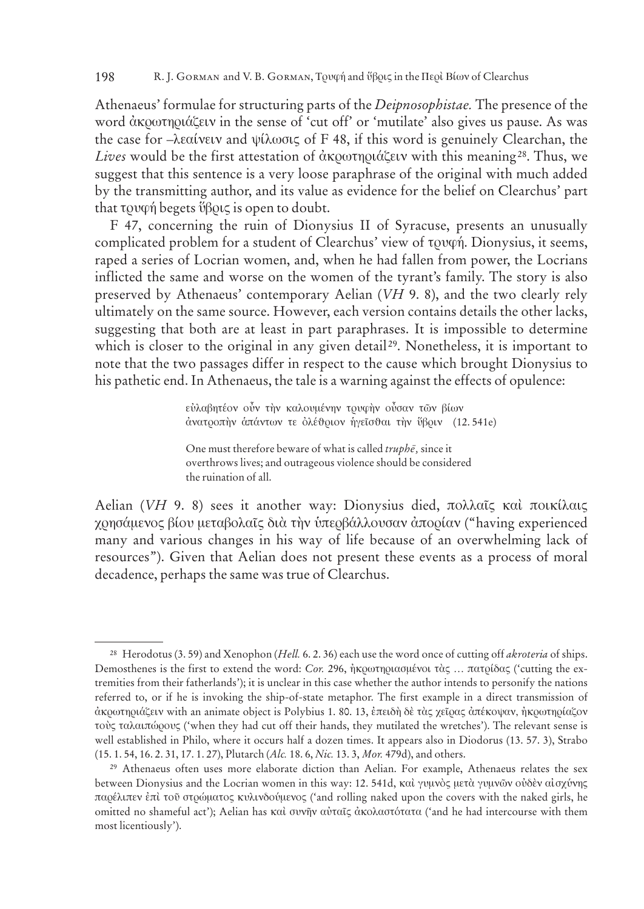Athenaeus' formulae for structuring parts of the *Deipnosophistae.* The presence of the word ἀκρωτηριάζειν in the sense of 'cut off' or 'mutilate' also gives us pause. As was the case for –λεαίνειν and ψίλωσις of F 48, if this word is genuinely Clearchan, the *Lives* would be the first attestation of ἀκρωτηριάζειν with this meaning[28]. Thus, we suggest that this sentence is a very loose paraphrase of the original with much added by the transmitting author, and its value as evidence for the belief on Clearchus' part that τρυφή begets ὕβρις is open to doubt.

F 47, concerning the ruin of Dionysius II of Syracuse, presents an unusually complicated problem for a student of Clearchus' view of τρυφή. Dionysius, it seems, raped a series of Locrian women, and, when he had fallen from power, the Locrians inflicted the same and worse on the women of the tyrant's family. The story is also preserved by Athenaeus' contemporary Aelian (*VH* 9. 8), and the two clearly rely ultimately on the same source. However, each version contains details the other lacks, suggesting that both are at least in part paraphrases. It is impossible to determine which is closer to the original in any given detail[29]. Nonetheless, it is important to note that the two passages differ in respect to the cause which brought Dionysius to his pathetic end. In Athenaeus, the tale is a warning against the effects of opulence:

> εὐλαβητέον οὖν τὴν καλουμένην τρυφὴν οὖσαν τῶν βίων ἀνατροπὴν ἁπάντων τε ὀλέθριον ἡγεῖσθαι τὴν ὕβριν (12. 541e)
>
> One must therefore beware of what is called *truphē,* since it overthrows lives; and outrageous violence should be considered the ruination of all.

Aelian (*VH* 9. 8) sees it another way: Dionysius died, πολλαῖς καὶ ποικίλαις χρησάμενος βίου μεταβολαῖς διὰ τὴν ὑπερβάλλουσαν ἀπορίαν ("having experienced many and various changes in his way of life because of an overwhelming lack of resources"). Given that Aelian does not present these events as a process of moral decadence, perhaps the same was true of Clearchus.

---

[28] Herodotus (3. 59) and Xenophon (*Hell.* 6. 2. 36) each use the word once of cutting off *akroteria* of ships. Demosthenes is the first to extend the word: *Cor.* 296, ἠκρωτηριασμένοι τὰς … πατρίδας ('cutting the extremities from their fatherlands'); it is unclear in this case whether the author intends to personify the nations referred to, or if he is invoking the ship-of-state metaphor. The first example in a direct transmission of ἀκρωτηριάζειν with an animate object is Polybius 1. 80. 13, ἐπειδὴ δὲ τὰς χεῖρας ἀπέκοψαν, ἠκρωτηρίαζον τοὺς ταλαιπώρους ('when they had cut off their hands, they mutilated the wretches'). The relevant sense is well established in Philo, where it occurs half a dozen times. It appears also in Diodorus (13. 57. 3), Strabo (15. 1. 54, 16. 2. 31, 17. 1. 27), Plutarch (*Alc.* 18. 6, *Nic.* 13. 3, *Mor.* 479d), and others.

[29] Athenaeus often uses more elaborate diction than Aelian. For example, Athenaeus relates the sex between Dionysius and the Locrian women in this way: 12. 541d, καὶ γυμνὸς μετὰ γυμνῶν οὐδὲν αἰσχύνης παρέλιπεν ἐπὶ τοῦ στρώματος κυλινδούμενος ('and rolling naked upon the covers with the naked girls, he omitted no shameful act'); Aelian has καὶ συνῆν αὐταῖς ἀκολαστότατα ('and he had intercourse with them most licentiously').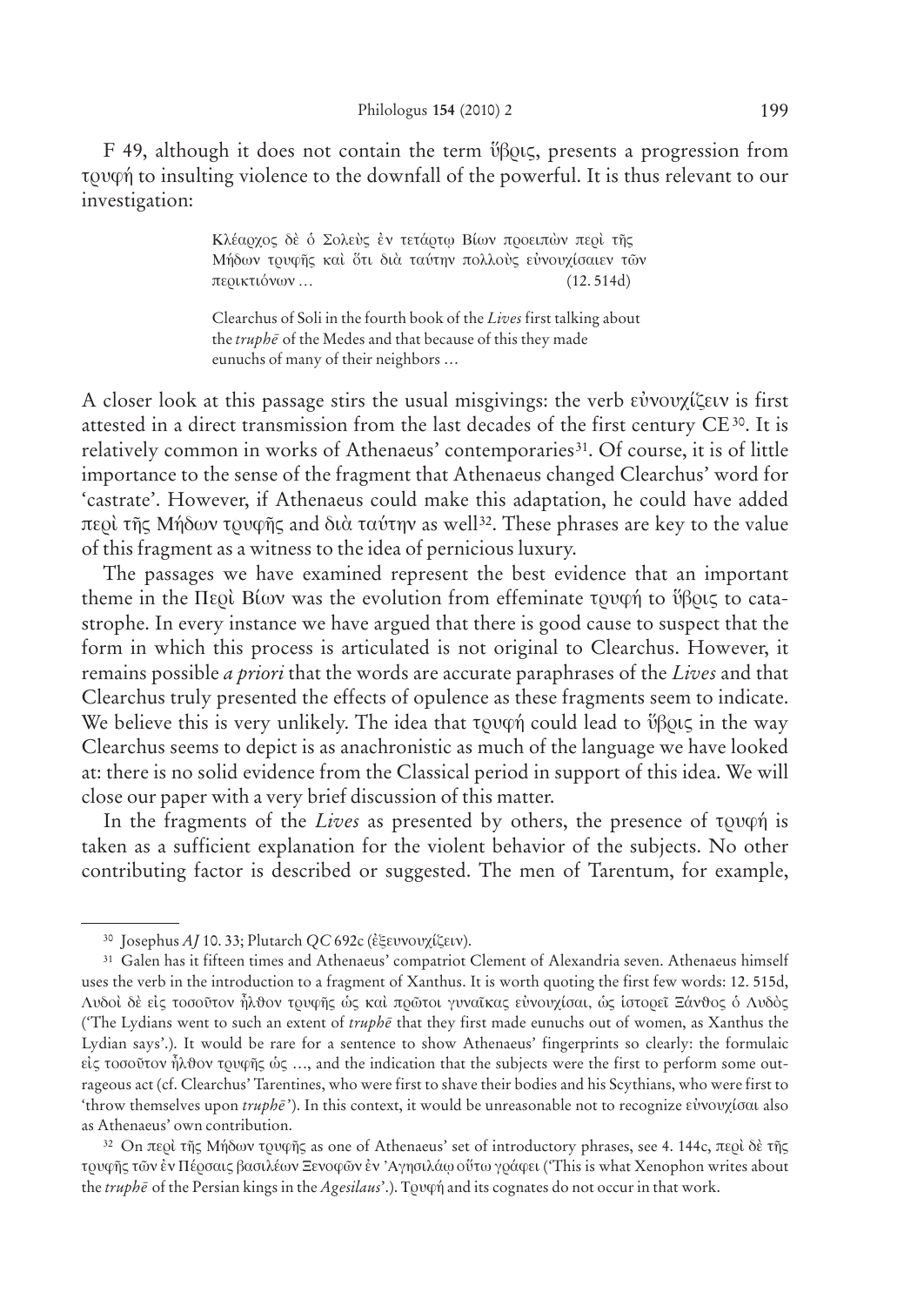F 49, although it does not contain the term ὕβρις, presents a progression from τρυφή to insulting violence to the downfall of the powerful. It is thus relevant to our investigation:

> Κλέαρχος δὲ ὁ Σολεὺς ἐν τετάρτῳ Βίων προειπὼν περὶ τῆς Μήδων τρυφῆς καὶ ὅτι διὰ ταύτην πολλοὺς εὐνουχίσαιεν τῶν περικτιόνων … (12. 514d)
>
> Clearchus of Soli in the fourth book of the *Lives* first talking about the *truphē* of the Medes and that because of this they made eunuchs of many of their neighbors …

A closer look at this passage stirs the usual misgivings: the verb εὐνουχίζειν is first attested in a direct transmission from the last decades of the first century CE[30]. It is relatively common in works of Athenaeus' contemporaries[31]. Of course, it is of little importance to the sense of the fragment that Athenaeus changed Clearchus' word for 'castrate'. However, if Athenaeus could make this adaptation, he could have added περὶ τῆς Μήδων τρυφῆς and διὰ ταύτην as well[32]. These phrases are key to the value of this fragment as a witness to the idea of pernicious luxury.

The passages we have examined represent the best evidence that an important theme in the Περὶ Βίων was the evolution from effeminate τρυφή to ὕβρις to catastrophe. In every instance we have argued that there is good cause to suspect that the form in which this process is articulated is not original to Clearchus. However, it remains possible *a priori* that the words are accurate paraphrases of the *Lives* and that Clearchus truly presented the effects of opulence as these fragments seem to indicate. We believe this is very unlikely. The idea that τρυφή could lead to ὕβρις in the way Clearchus seems to depict is as anachronistic as much of the language we have looked at: there is no solid evidence from the Classical period in support of this idea. We will close our paper with a very brief discussion of this matter.

In the fragments of the *Lives* as presented by others, the presence of τρυφή is taken as a sufficient explanation for the violent behavior of the subjects. No other contributing factor is described or suggested. The men of Tarentum, for example,

---

[30] Josephus *AJ* 10. 33; Plutarch *QC* 692c (ἐξευνουχίζειν).

[31] Galen has it fifteen times and Athenaeus' compatriot Clement of Alexandria seven. Athenaeus himself uses the verb in the introduction to a fragment of Xanthus. It is worth quoting the first few words: 12. 515d, Λυδοὶ δὲ εἰς τοσοῦτον ἦλθον τρυφῆς ὡς καὶ πρῶτοι γυναῖκας εὐνουχίσαι, ὡς ἱστορεῖ Ξάνθος ὁ Λυδὸς ('The Lydians went to such an extent of *truphē* that they first made eunuchs out of women, as Xanthus the Lydian says'.). It would be rare for a sentence to show Athenaeus' fingerprints so clearly: the formulaic εἰς τοσοῦτον ἦλθον τρυφῆς ὡς …, and the indication that the subjects were the first to perform some outrageous act (cf. Clearchus' Tarentines, who were first to shave their bodies and his Scythians, who were first to 'throw themselves upon *truphē*'). In this context, it would be unreasonable not to recognize εὐνουχίσαι also as Athenaeus' own contribution.

[32] On περὶ τῆς Μήδων τρυφῆς as one of Athenaeus' set of introductory phrases, see 4. 144c, περὶ δὲ τῆς τρυφῆς τῶν ἐν Πέρσαις βασιλέων Ξενοφῶν ἐν Ἀγησιλάῳ οὕτω γράφει ('This is what Xenophon writes about the *truphē* of the Persian kings in the *Agesilaus*'.). Τρυφή and its cognates do not occur in that work.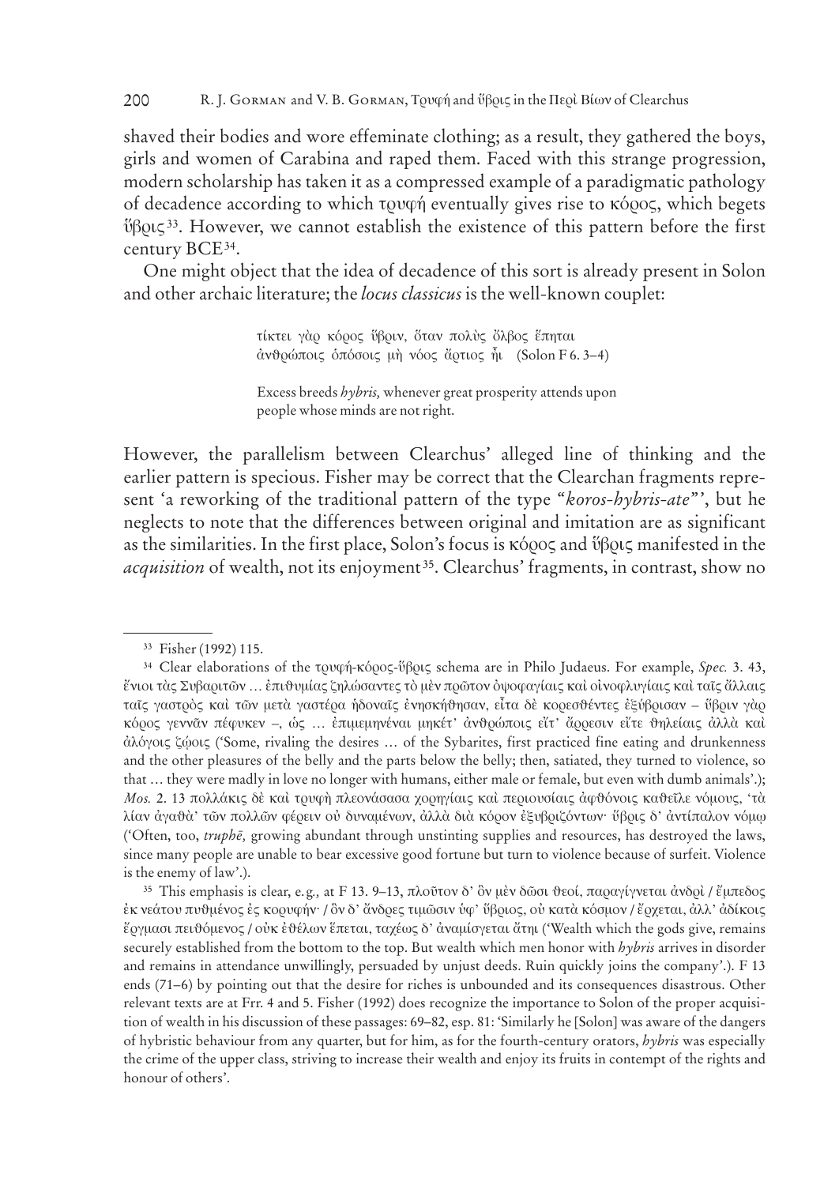shaved their bodies and wore effeminate clothing; as a result, they gathered the boys, girls and women of Carabina and raped them. Faced with this strange progression, modern scholarship has taken it as a compressed example of a paradigmatic pathology of decadence according to which τρυφή eventually gives rise to κόρος, which begets ὕβρις[33]. However, we cannot establish the existence of this pattern before the first century BCE[34].

One might object that the idea of decadence of this sort is already present in Solon and other archaic literature; the *locus classicus* is the well-known couplet:

> τίκτει γὰρ κόρος ὕβριν, ὅταν πολὺς ὄλβος ἕπηται
> ἀνθρώποις ὁπόσοις μὴ νόος ἄρτιος ᾖι (Solon F 6. 3–4)
>
> Excess breeds *hybris,* whenever great prosperity attends upon
> people whose minds are not right.

However, the parallelism between Clearchus' alleged line of thinking and the earlier pattern is specious. Fisher may be correct that the Clearchan fragments represent 'a reworking of the traditional pattern of the type "*koros-hybris-ate*"', but he neglects to note that the differences between original and imitation are as significant as the similarities. In the first place, Solon's focus is κόρος and ὕβρις manifested in the *acquisition* of wealth, not its enjoyment[35]. Clearchus' fragments, in contrast, show no

---

[33] Fisher (1992) 115.

[34] Clear elaborations of the τρυφή-κόρος-ὕβρις schema are in Philo Judaeus. For example, *Spec.* 3. 43, ἔνιοι τὰς Συβαριτῶν … ἐπιθυμίας ζηλώσαντες τὸ μὲν πρῶτον ὀψοφαγίαις καὶ οἰνοφλυγίαις καὶ ταῖς ἄλλαις ταῖς γαστρὸς καὶ τῶν μετὰ γαστέρα ἡδοναῖς ἐνησκήθησαν, εἶτα δὲ κορεσθέντες ἐξύβρισαν – ὕβριν γὰρ κόρος γεννᾶν πέφυκεν –, ὡς … ἐπιμεμηνέναι μηκέτ' ἀνθρώποις εἴτ' ἄρρεσιν εἴτε θηλείαις ἀλλὰ καὶ ἀλόγοις ζῴοις ('Some, rivaling the desires … of the Sybarites, first practiced fine eating and drunkenness and the other pleasures of the belly and the parts below the belly; then, satiated, they turned to violence, so that … they were madly in love no longer with humans, either male or female, but even with dumb animals'.); *Mos.* 2. 13 πολλάκις δὲ καὶ τρυφὴ πλεονάσασα χορηγίαις καὶ περιουσίαις ἀφθόνοις καθεῖλε νόμους, 'τὰ λίαν ἀγαθὰ' τῶν πολλῶν φέρειν οὐ δυναμένων, ἀλλὰ διὰ κόρον ἐξυβριζόντων· ὕβρις δ' ἀντίπαλον νόμῳ ('Often, too, *truphē,* growing abundant through unstinting supplies and resources, has destroyed the laws, since many people are unable to bear excessive good fortune but turn to violence because of surfeit. Violence is the enemy of law'.).

[35] This emphasis is clear, e.g., at F 13. 9–13, πλοῦτον δ' ὃν μὲν δῶσι θεοί, παραγίγνεται ἀνδρὶ / ἔμπεδος ἐκ νεάτου πυθμένος ἐς κορυφήν· / ὃν δ' ἄνδρες τιμῶσιν ὑφ' ὕβριος, οὐ κατὰ κόσμον / ἔρχεται, ἀλλ' ἀδίκοις ἔργμασι πειθόμενος / οὐκ ἐθέλων ἕπεται, ταχέως δ' ἀναμίσγεται ἄτηι ('Wealth which the gods give, remains securely established from the bottom to the top. But wealth which men honor with *hybris* arrives in disorder and remains in attendance unwillingly, persuaded by unjust deeds. Ruin quickly joins the company'.). F 13 ends (71–6) by pointing out that the desire for riches is unbounded and its consequences disastrous. Other relevant texts are at Frr. 4 and 5. Fisher (1992) does recognize the importance to Solon of the proper acquisition of wealth in his discussion of these passages: 69–82, esp. 81: 'Similarly he [Solon] was aware of the dangers of hybristic behaviour from any quarter, but for him, as for the fourth-century orators, *hybris* was especially the crime of the upper class, striving to increase their wealth and enjoy its fruits in contempt of the rights and honour of others'.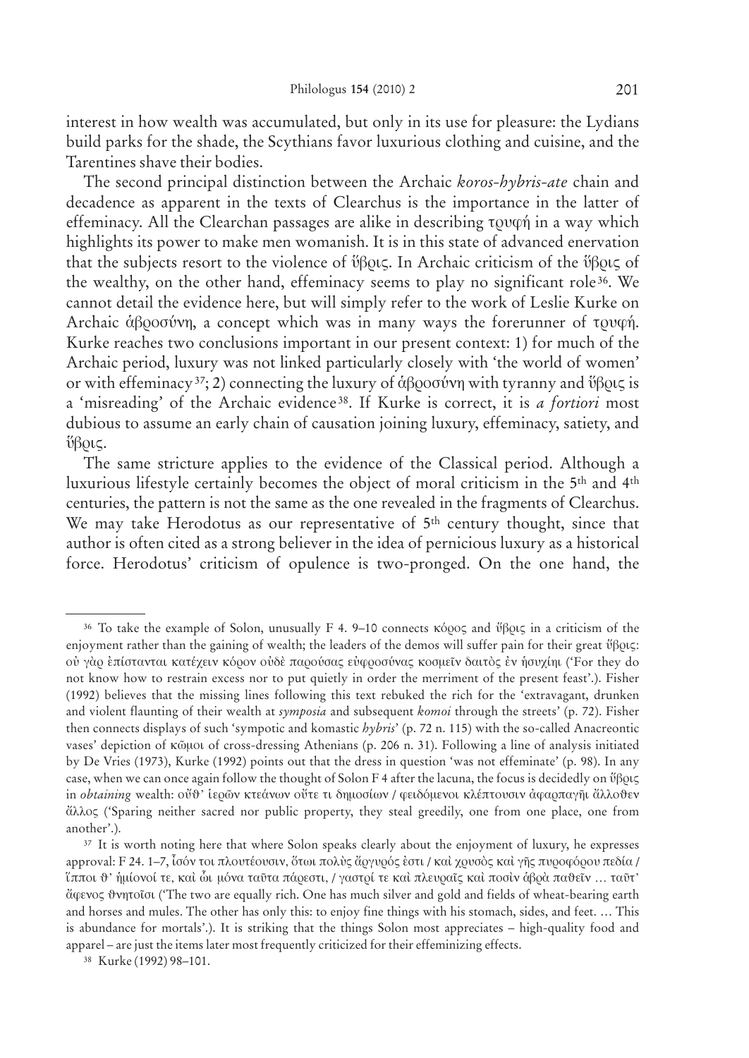interest in how wealth was accumulated, but only in its use for pleasure: the Lydians build parks for the shade, the Scythians favor luxurious clothing and cuisine, and the Tarentines shave their bodies.

The second principal distinction between the Archaic *koros-hybris-ate* chain and decadence as apparent in the texts of Clearchus is the importance in the latter of effeminacy. All the Clearchan passages are alike in describing τρυφή in a way which highlights its power to make men womanish. It is in this state of advanced enervation that the subjects resort to the violence of ὕβρις. In Archaic criticism of the ὕβρις of the wealthy, on the other hand, effeminacy seems to play no significant role[36]. We cannot detail the evidence here, but will simply refer to the work of Leslie Kurke on Archaic ἁβροσύνη, a concept which was in many ways the forerunner of τρυφή. Kurke reaches two conclusions important in our present context: 1) for much of the Archaic period, luxury was not linked particularly closely with 'the world of women' or with effeminacy[37]; 2) connecting the luxury of ἁβροσύνη with tyranny and ὕβρις is a 'misreading' of the Archaic evidence[38]. If Kurke is correct, it is *a fortiori* most dubious to assume an early chain of causation joining luxury, effeminacy, satiety, and ὕβρις.

The same stricture applies to the evidence of the Classical period. Although a luxurious lifestyle certainly becomes the object of moral criticism in the 5th and 4th centuries, the pattern is not the same as the one revealed in the fragments of Clearchus. We may take Herodotus as our representative of 5th century thought, since that author is often cited as a strong believer in the idea of pernicious luxury as a historical force. Herodotus' criticism of opulence is two-pronged. On the one hand, the

---

[36] To take the example of Solon, unusually F 4. 9–10 connects κόρος and ὕβρις in a criticism of the enjoyment rather than the gaining of wealth; the leaders of the demos will suffer pain for their great ὕβρις: οὐ γὰρ ἐπίστανται κατέχειν κόρον οὐδὲ παρούσας εὐφροσύνας κοσμεῖν δαιτὸς ἐν ἡσυχίηι ('For they do not know how to restrain excess nor to put quietly in order the merriment of the present feast'.). Fisher (1992) believes that the missing lines following this text rebuked the rich for the 'extravagant, drunken and violent flaunting of their wealth at *symposia* and subsequent *komoi* through the streets' (p. 72). Fisher then connects displays of such 'sympotic and komastic *hybris*' (p. 72 n. 115) with the so-called Anacreontic vases' depiction of κῶμοι of cross-dressing Athenians (p. 206 n. 31). Following a line of analysis initiated by De Vries (1973), Kurke (1992) points out that the dress in question 'was not effeminate' (p. 98). In any case, when we can once again follow the thought of Solon F 4 after the lacuna, the focus is decidedly on ὕβρις in *obtaining* wealth: οὔθ' ἱερῶν κτεάνων οὔτε τι δημοσίων / φειδόμενοι κλέπτουσιν ἀφαρπαγῆι ἄλλοθεν ἄλλος ('Sparing neither sacred nor public property, they steal greedily, one from one place, one from another'.).

[37] It is worth noting here that where Solon speaks clearly about the enjoyment of luxury, he expresses approval: F 24. 1–7, ἶσόν τοι πλουτέουσιν, ὅτωι πολὺς ἄργυρός ἐστι / καὶ χρυσὸς καὶ γῆς πυροφόρου πεδία / ἵπποι θ' ἡμίονοί τε, καὶ ὧι μόνα ταῦτα πάρεστι, / γαστρί τε καὶ πλευραῖς καὶ ποσὶν ἁβρὰ παθεῖν … ταῦτ' ἄφενος θνητοῖσι ('The two are equally rich. One has much silver and gold and fields of wheat-bearing earth and horses and mules. The other has only this: to enjoy fine things with his stomach, sides, and feet. … This is abundance for mortals'.). It is striking that the things Solon most appreciates – high-quality food and apparel – are just the items later most frequently criticized for their effeminizing effects.

[38] Kurke (1992) 98–101.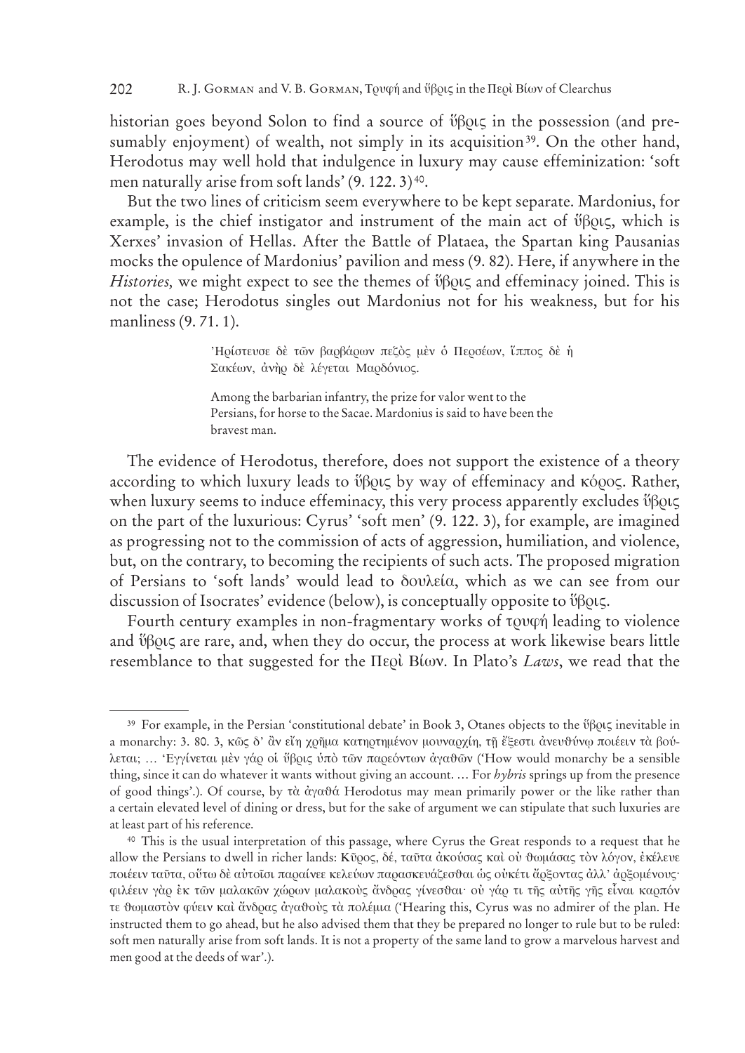historian goes beyond Solon to find a source of ὕβρις in the possession (and presumably enjoyment) of wealth, not simply in its acquisition[39]. On the other hand, Herodotus may well hold that indulgence in luxury may cause effeminization: 'soft men naturally arise from soft lands' (9. 122. 3)[40].

But the two lines of criticism seem everywhere to be kept separate. Mardonius, for example, is the chief instigator and instrument of the main act of ὕβρις, which is Xerxes' invasion of Hellas. After the Battle of Plataea, the Spartan king Pausanias mocks the opulence of Mardonius' pavilion and mess (9. 82). Here, if anywhere in the *Histories,* we might expect to see the themes of ὕβρις and effeminacy joined. This is not the case; Herodotus singles out Mardonius not for his weakness, but for his manliness (9. 71. 1).

> Ἠρίστευσε δὲ τῶν βαρβάρων πεζὸς μὲν ὁ Περσέων, ἵππος δὲ ἡ Σακέων, ἀνὴρ δὲ λέγεται Μαρδόνιος.
>
> Among the barbarian infantry, the prize for valor went to the Persians, for horse to the Sacae. Mardonius is said to have been the bravest man.

The evidence of Herodotus, therefore, does not support the existence of a theory according to which luxury leads to ὕβρις by way of effeminacy and κόρος. Rather, when luxury seems to induce effeminacy, this very process apparently excludes ὕβρις on the part of the luxurious: Cyrus' 'soft men' (9. 122. 3), for example, are imagined as progressing not to the commission of acts of aggression, humiliation, and violence, but, on the contrary, to becoming the recipients of such acts. The proposed migration of Persians to 'soft lands' would lead to δουλεία, which as we can see from our discussion of Isocrates' evidence (below), is conceptually opposite to ὕβρις.

Fourth century examples in non-fragmentary works of τρυφή leading to violence and ὕβρις are rare, and, when they do occur, the process at work likewise bears little resemblance to that suggested for the Περὶ Βίων. In Plato's *Laws*, we read that the

---

[39] For example, in the Persian 'constitutional debate' in Book 3, Otanes objects to the ὕβρις inevitable in a monarchy: 3. 80. 3, κῶς δ' ἂν εἴη χρῆμα κατηρτημένον μουναρχίη, τῇ ἔξεστι ἀνευθύνῳ ποιέειν τὰ βούλεται; … Ἐγγίνεται μὲν γάρ οἱ ὕβρις ὑπὸ τῶν παρεόντων ἀγαθῶν ('How would monarchy be a sensible thing, since it can do whatever it wants without giving an account. … For *hybris* springs up from the presence of good things'.). Of course, by τὰ ἀγαθά Herodotus may mean primarily power or the like rather than a certain elevated level of dining or dress, but for the sake of argument we can stipulate that such luxuries are at least part of his reference.

[40] This is the usual interpretation of this passage, where Cyrus the Great responds to a request that he allow the Persians to dwell in richer lands: Κῦρος, δέ, ταῦτα ἀκούσας καὶ οὐ θωμάσας τὸν λόγον, ἐκέλευε ποιέειν ταῦτα, οὕτω δὲ αὐτοῖσι παραίνεε κελεύων παρασκευάζεσθαι ὡς οὐκέτι ἄρξοντας ἀλλ' ἀρξομένους· φιλέειν γὰρ ἐκ τῶν μαλακῶν χώρων μαλακοὺς ἄνδρας γίνεσθαι· οὐ γάρ τι τῆς αὐτῆς γῆς εἶναι καρπόν τε θωμαστὸν φύειν καὶ ἄνδρας ἀγαθοὺς τὰ πολέμια ('Hearing this, Cyrus was no admirer of the plan. He instructed them to go ahead, but he also advised them that they be prepared no longer to rule but to be ruled: soft men naturally arise from soft lands. It is not a property of the same land to grow a marvelous harvest and men good at the deeds of war'.).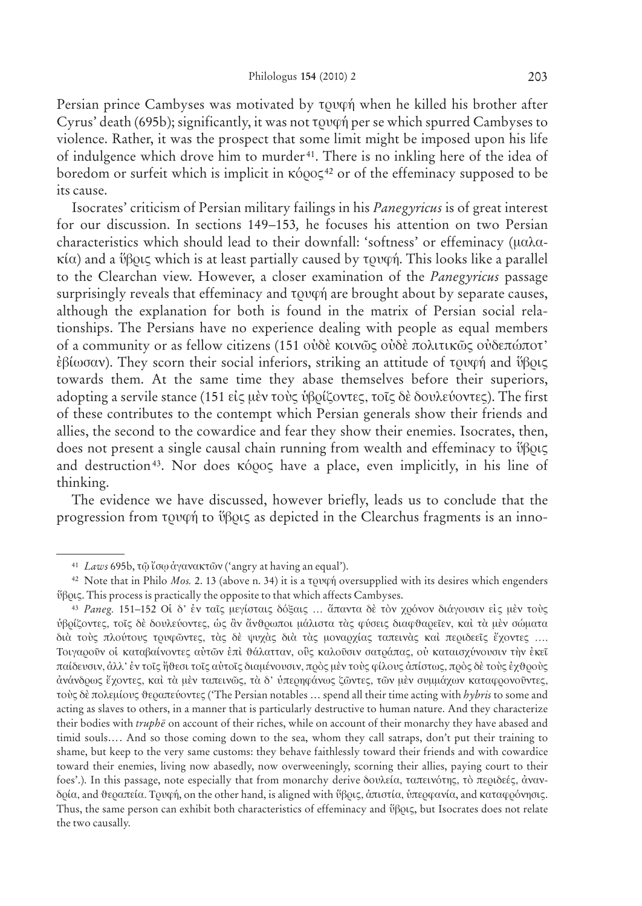Persian prince Cambyses was motivated by τρυφή when he killed his brother after Cyrus' death (695b); significantly, it was not τρυφή per se which spurred Cambyses to violence. Rather, it was the prospect that some limit might be imposed upon his life of indulgence which drove him to murder[41]. There is no inkling here of the idea of boredom or surfeit which is implicit in κόρος[42] or of the effeminacy supposed to be its cause.

Isocrates' criticism of Persian military failings in his *Panegyricus* is of great interest for our discussion. In sections 149–153, he focuses his attention on two Persian characteristics which should lead to their downfall: 'softness' or effeminacy (μαλακία) and a ὕβρις which is at least partially caused by τρυφή. This looks like a parallel to the Clearchan view. However, a closer examination of the *Panegyricus* passage surprisingly reveals that effeminacy and τρυφή are brought about by separate causes, although the explanation for both is found in the matrix of Persian social relationships. The Persians have no experience dealing with people as equal members of a community or as fellow citizens (151 οὐδὲ κοινῶς οὐδὲ πολιτικῶς οὐδεπώποτ' ἐβίωσαν). They scorn their social inferiors, striking an attitude of τρυφή and ὕβρις towards them. At the same time they abase themselves before their superiors, adopting a servile stance (151 εἰς μὲν τοὺς ὑβρίζοντες, τοῖς δὲ δουλεύοντες). The first of these contributes to the contempt which Persian generals show their friends and allies, the second to the cowardice and fear they show their enemies. Isocrates, then, does not present a single causal chain running from wealth and effeminacy to ὕβρις and destruction[43]. Nor does κόρος have a place, even implicitly, in his line of thinking.

The evidence we have discussed, however briefly, leads us to conclude that the progression from τρυφή to ὕβρις as depicted in the Clearchus fragments is an inno-

---

[41] *Laws* 695b, τῷ ἴσῳ ἀγανακτῶν ('angry at having an equal').

[42] Note that in Philo *Mos.* 2. 13 (above n. 34) it is a τρυφή oversupplied with its desires which engenders ὕβρις. This process is practically the opposite to that which affects Cambyses.

[43] *Paneg.* 151–152 Οἱ δ' ἐν ταῖς μεγίσταις δόξαις … ἅπαντα δὲ τὸν χρόνον διάγουσιν εἰς μὲν τοὺς ὑβρίζοντες, τοῖς δὲ δουλεύοντες, ὡς ἂν ἄνθρωποι μάλιστα τὰς φύσεις διαφθαρεῖεν, καὶ τὰ μὲν σώματα διὰ τοὺς πλούτους τρυφῶντες, τὰς δὲ ψυχὰς διὰ τὰς μοναρχίας ταπεινὰς καὶ περιδεεῖς ἔχοντες …. Τοιγαροῦν οἱ καταβαίνοντες αὐτῶν ἐπὶ θάλατταν, οὓς καλοῦσιν σατράπας, οὐ καταισχύνουσιν τὴν ἐκεῖ παίδευσιν, ἀλλ' ἐν τοῖς ἤθεσι τοῖς αὐτοῖς διαμένουσιν, πρὸς μὲν τοὺς φίλους ἀπίστως, πρὸς δὲ τοὺς ἐχθροὺς ἀνάνδρως ἔχοντες, καὶ τὰ μὲν ταπεινῶς, τὰ δ' ὑπερηφάνως ζῶντες, τῶν μὲν συμμάχων καταφρονοῦντες, τοὺς δὲ πολεμίους θεραπεύοντες ('The Persian notables … spend all their time acting with *hybris* to some and acting as slaves to others, in a manner that is particularly destructive to human nature. And they characterize their bodies with *truphē* on account of their riches, while on account of their monarchy they have abased and timid souls.… And so those coming down to the sea, whom they call satraps, don't put their training to shame, but keep to the very same customs: they behave faithlessly toward their friends and with cowardice toward their enemies, living now abasedly, now overweeningly, scorning their allies, paying court to their foes'.). In this passage, note especially that from monarchy derive δουλεία, ταπεινότης, τὸ περιδεές, ἀνανδρία, and θεραπεία. Τρυφή, on the other hand, is aligned with ὕβρις, ἀπιστία, ὑπερφανία, and καταφρόνησις. Thus, the same person can exhibit both characteristics of effeminacy and ὕβρις, but Isocrates does not relate the two causally.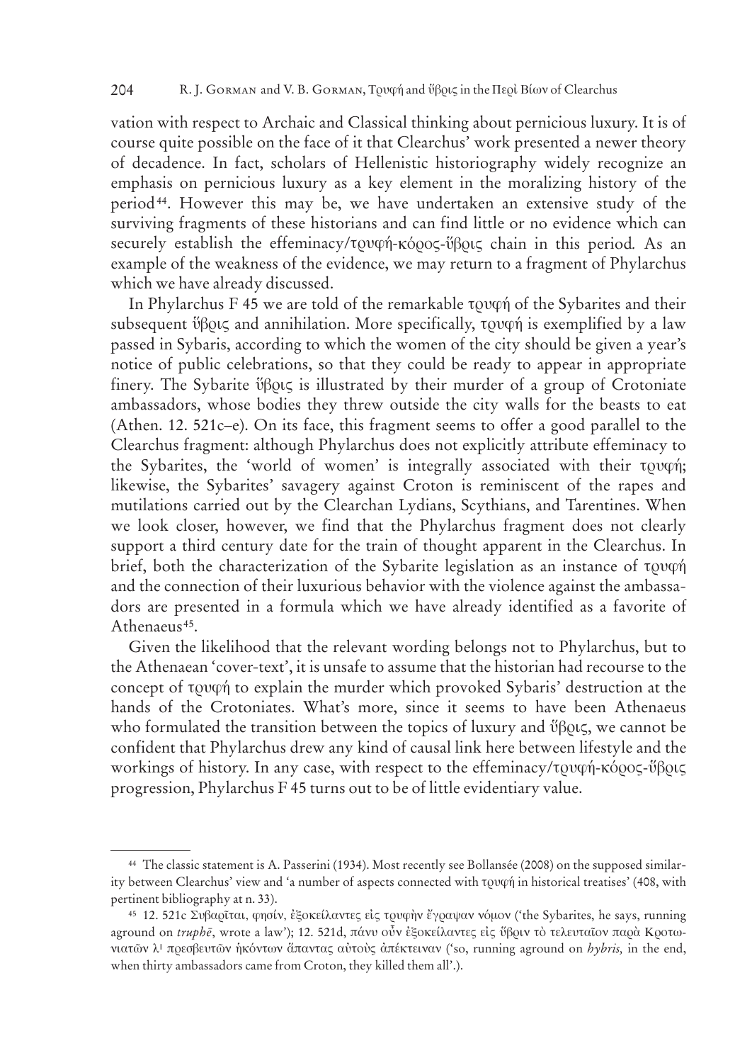vation with respect to Archaic and Classical thinking about pernicious luxury. It is of course quite possible on the face of it that Clearchus' work presented a newer theory of decadence. In fact, scholars of Hellenistic historiography widely recognize an emphasis on pernicious luxury as a key element in the moralizing history of the period[44]. However this may be, we have undertaken an extensive study of the surviving fragments of these historians and can find little or no evidence which can securely establish the effeminacy/τρυφή-κόρος-ὕβρις chain in this period. As an example of the weakness of the evidence, we may return to a fragment of Phylarchus which we have already discussed.

In Phylarchus F 45 we are told of the remarkable τρυφή of the Sybarites and their subsequent ὕβρις and annihilation. More specifically, τρυφή is exemplified by a law passed in Sybaris, according to which the women of the city should be given a year's notice of public celebrations, so that they could be ready to appear in appropriate finery. The Sybarite ὕβρις is illustrated by their murder of a group of Crotoniate ambassadors, whose bodies they threw outside the city walls for the beasts to eat (Athen. 12. 521c–e). On its face, this fragment seems to offer a good parallel to the Clearchus fragment: although Phylarchus does not explicitly attribute effeminacy to the Sybarites, the 'world of women' is integrally associated with their τρυφή; likewise, the Sybarites' savagery against Croton is reminiscent of the rapes and mutilations carried out by the Clearchan Lydians, Scythians, and Tarentines. When we look closer, however, we find that the Phylarchus fragment does not clearly support a third century date for the train of thought apparent in the Clearchus. In brief, both the characterization of the Sybarite legislation as an instance of τρυφή and the connection of their luxurious behavior with the violence against the ambassadors are presented in a formula which we have already identified as a favorite of Athenaeus[45].

Given the likelihood that the relevant wording belongs not to Phylarchus, but to the Athenaean 'cover-text', it is unsafe to assume that the historian had recourse to the concept of τρυφή to explain the murder which provoked Sybaris' destruction at the hands of the Crotoniates. What's more, since it seems to have been Athenaeus who formulated the transition between the topics of luxury and ὕβρις, we cannot be confident that Phylarchus drew any kind of causal link here between lifestyle and the workings of history. In any case, with respect to the effeminacy/τρυφή-κόρος-ὕβρις progression, Phylarchus F 45 turns out to be of little evidentiary value.

---

[44] The classic statement is A. Passerini (1934). Most recently see Bollansée (2008) on the supposed similarity between Clearchus' view and 'a number of aspects connected with τρυφή in historical treatises' (408, with pertinent bibliography at n. 33).

[45] 12. 521c Συβαρῖται, φησίν, ἐξοκείλαντες εἰς τρυφὴν ἔγραψαν νόμον ('the Sybarites, he says, running aground on *truphē*, wrote a law'); 12. 521d, πάνυ οὖν ἐξοκείλαντες εἰς ὕβριν τὸ τελευταῖον παρὰ Κροτωνιατῶν λ' πρεσβευτῶν ἡκόντων ἅπαντας αὐτοὺς ἀπέκτειναν ('so, running aground on *hybris,* in the end, when thirty ambassadors came from Croton, they killed them all'.).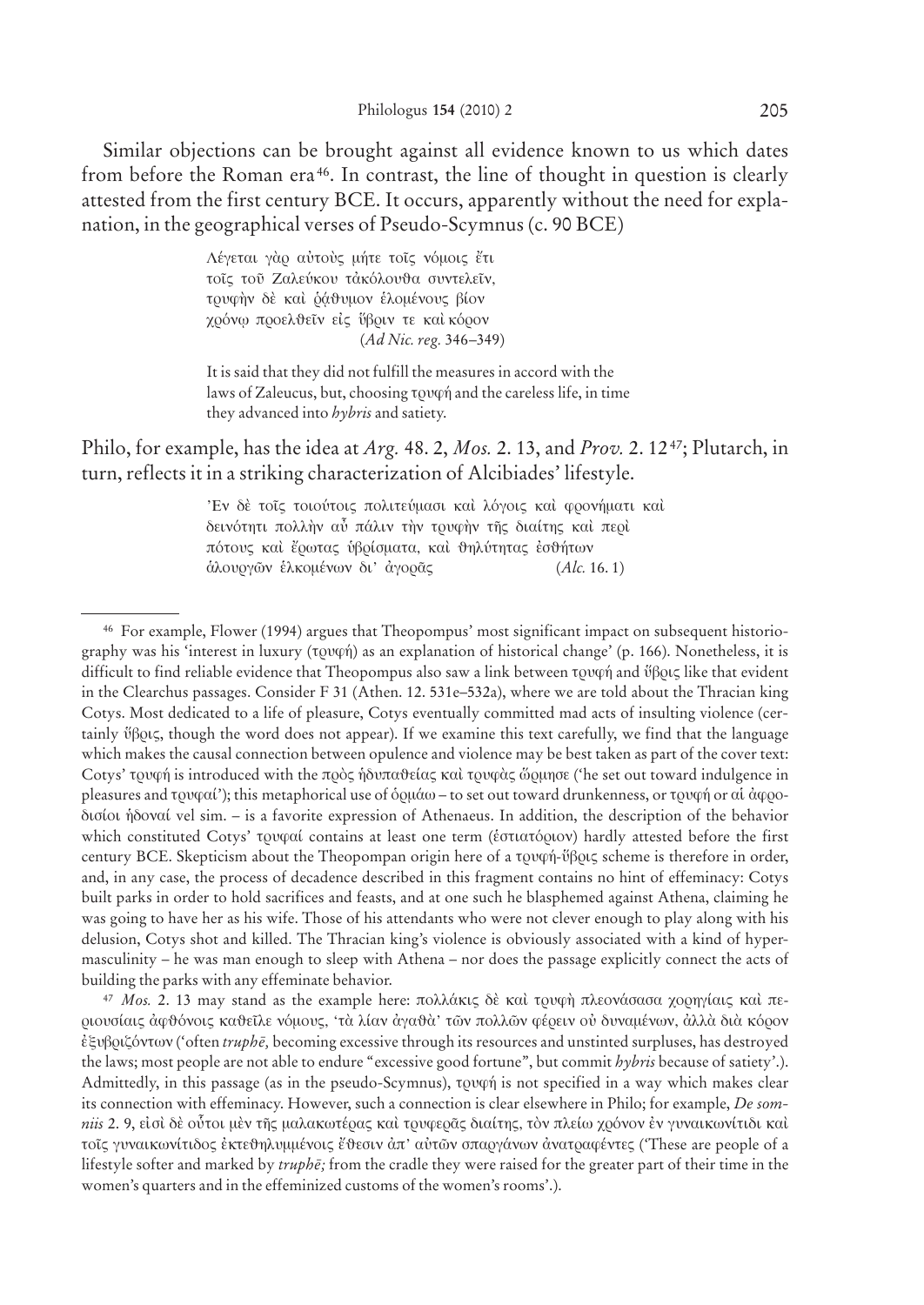Similar objections can be brought against all evidence known to us which dates from before the Roman era[46]. In contrast, the line of thought in question is clearly attested from the first century BCE. It occurs, apparently without the need for explanation, in the geographical verses of Pseudo-Scymnus (c. 90 BCE)

> Λέγεται γὰρ αὐτοὺς μήτε τοῖς νόμοις ἔτι
> τοῖς τοῦ Ζαλεύκου τἀκόλουθα συντελεῖν,
> τρυφὴν δὲ καὶ ῥάθυμον ἑλομένους βίον
> χρόνῳ προελθεῖν εἰς ὕβριν τε καὶ κόρον
> (*Ad Nic. reg.* 346–349)
>
> It is said that they did not fulfill the measures in accord with the laws of Zaleucus, but, choosing τρυφή and the careless life, in time they advanced into *hybris* and satiety.

Philo, for example, has the idea at *Arg.* 48. 2, *Mos.* 2. 13, and *Prov.* 2. 12[47]; Plutarch, in turn, reflects it in a striking characterization of Alcibiades' lifestyle.

> Ἐν δὲ τοῖς τοιούτοις πολιτεύμασι καὶ λόγοις καὶ φρονήματι καὶ δεινότητι πολλὴν αὖ πάλιν τὴν τρυφὴν τῆς διαίτης καὶ περὶ πότους καὶ ἔρωτας ὑβρίσματα, καὶ θηλύτητας ἐσθήτων ἁλουργῶν ἑλκομένων δι' ἀγορᾶς (*Alc.* 16. 1)

---

[46] For example, Flower (1994) argues that Theopompus' most significant impact on subsequent historiography was his 'interest in luxury (τρυφή) as an explanation of historical change' (p. 166). Nonetheless, it is difficult to find reliable evidence that Theopompus also saw a link between τρυφή and ὕβρις like that evident in the Clearchus passages. Consider F 31 (Athen. 12. 531e–532a), where we are told about the Thracian king Cotys. Most dedicated to a life of pleasure, Cotys eventually committed mad acts of insulting violence (certainly ὕβρις, though the word does not appear). If we examine this text carefully, we find that the language which makes the causal connection between opulence and violence may be best taken as part of the cover text: Cotys' τρυφή is introduced with the πρὸς ἡδυπαθείας καὶ τρυφὰς ὥρμησε ('he set out toward indulgence in pleasures and τρυφαί'); this metaphorical use of ὁρμάω – to set out toward drunkenness, or τρυφή or αἱ ἀφροδισίοι ἡδοναί vel sim. – is a favorite expression of Athenaeus. In addition, the description of the behavior which constituted Cotys' τρυφαί contains at least one term (ἑστιατόριον) hardly attested before the first century BCE. Skepticism about the Theopompan origin here of a τρυφή-ὕβρις scheme is therefore in order, and, in any case, the process of decadence described in this fragment contains no hint of effeminacy: Cotys built parks in order to hold sacrifices and feasts, and at one such he blasphemed against Athena, claiming he was going to have her as his wife. Those of his attendants who were not clever enough to play along with his delusion, Cotys shot and killed. The Thracian king's violence is obviously associated with a kind of hypermasculinity – he was man enough to sleep with Athena – nor does the passage explicitly connect the acts of building the parks with any effeminate behavior.

[47] *Mos.* 2. 13 may stand as the example here: πολλάκις δὲ καὶ τρυφὴ πλεονάσασα χορηγίαις καὶ περιουσίαις ἀφθόνοις καθεῖλε νόμους, 'τὰ λίαν ἀγαθὰ' τῶν πολλῶν φέρειν οὐ δυναμένων, ἀλλὰ διὰ κόρον ἐξυβριζόντων ('often *truphē,* becoming excessive through its resources and unstinted surpluses, has destroyed the laws; most people are not able to endure "excessive good fortune", but commit *hybris* because of satiety'.). Admittedly, in this passage (as in the pseudo-Scymnus), τρυφή is not specified in a way which makes clear its connection with effeminacy. However, such a connection is clear elsewhere in Philo; for example, *De somniis* 2. 9, εἰσὶ δὲ οὗτοι μὲν τῆς μαλακωτέρας καὶ τρυφερᾶς διαίτης, τὸν πλείω χρόνον ἐν γυναικωνίτιδι καὶ τοῖς γυναικωνίτιδος ἐκτεθηλυμμένοις ἔθεσιν ἀπ' αὐτῶν σπαργάνων ἀνατραφέντες ('These are people of a lifestyle softer and marked by *truphē;* from the cradle they were raised for the greater part of their time in the women's quarters and in the effeminized customs of the women's rooms'.).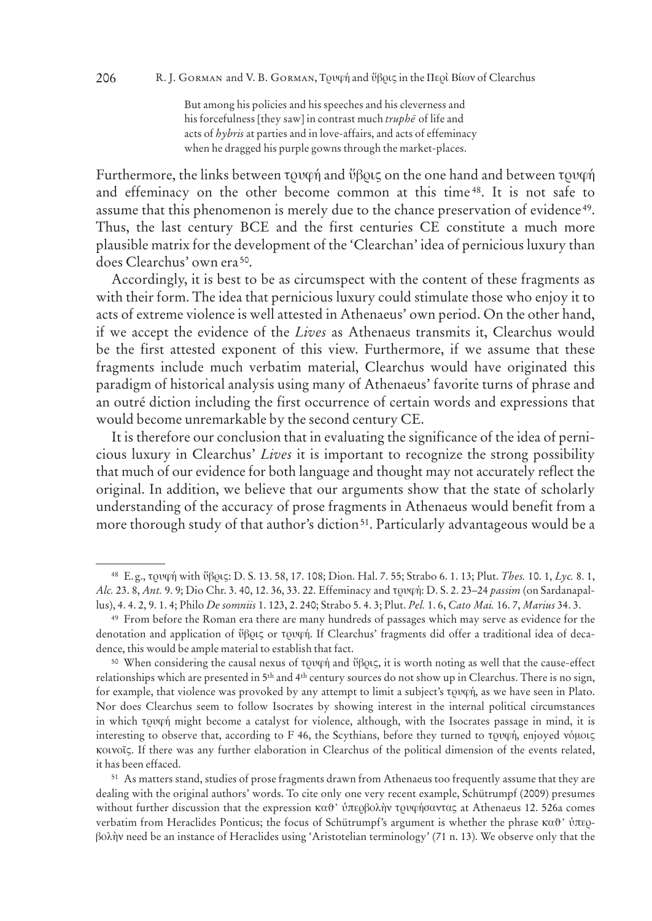> But among his policies and his speeches and his cleverness and
> his forcefulness [they saw] in contrast much *truphē* of life and
> acts of *hybris* at parties and in love-affairs, and acts of effeminacy
> when he dragged his purple gowns through the market-places.

Furthermore, the links between τρυφή and ὕβρις on the one hand and between τρυφή and effeminacy on the other become common at this time [48]. It is not safe to assume that this phenomenon is merely due to the chance preservation of evidence [49]. Thus, the last century BCE and the first centuries CE constitute a much more plausible matrix for the development of the 'Clearchan' idea of pernicious luxury than does Clearchus' own era [50].

Accordingly, it is best to be as circumspect with the content of these fragments as with their form. The idea that pernicious luxury could stimulate those who enjoy it to acts of extreme violence is well attested in Athenaeus' own period. On the other hand, if we accept the evidence of the *Lives* as Athenaeus transmits it, Clearchus would be the first attested exponent of this view. Furthermore, if we assume that these fragments include much verbatim material, Clearchus would have originated this paradigm of historical analysis using many of Athenaeus' favorite turns of phrase and an outré diction including the first occurrence of certain words and expressions that would become unremarkable by the second century CE.

It is therefore our conclusion that in evaluating the significance of the idea of pernicious luxury in Clearchus' *Lives* it is important to recognize the strong possibility that much of our evidence for both language and thought may not accurately reflect the original. In addition, we believe that our arguments show that the state of scholarly understanding of the accuracy of prose fragments in Athenaeus would benefit from a more thorough study of that author's diction [51]. Particularly advantageous would be a

---

[48] E.g., τρυφή with ὕβρις: D. S. 13. 58, 17. 108; Dion. Hal. 7. 55; Strabo 6. 1. 13; Plut. *Thes.* 10. 1, *Lyc.* 8. 1, *Alc.* 23. 8, *Ant.* 9. 9; Dio Chr. 3. 40, 12. 36, 33. 22. Effeminacy and τρυφή: D. S. 2. 23–24 *passim* (on Sardanapallus), 4. 4. 2, 9. 1. 4; Philo *De somniis* 1. 123, 2. 240; Strabo 5. 4. 3; Plut. *Pel.* 1. 6, *Cato Mai.* 16. 7, *Marius* 34. 3.

[49] From before the Roman era there are many hundreds of passages which may serve as evidence for the denotation and application of ὕβρις or τρυφή. If Clearchus' fragments did offer a traditional idea of decadence, this would be ample material to establish that fact.

[50] When considering the causal nexus of τρυφή and ὕβρις, it is worth noting as well that the cause-effect relationships which are presented in 5th and 4th century sources do not show up in Clearchus. There is no sign, for example, that violence was provoked by any attempt to limit a subject's τρυφή, as we have seen in Plato. Nor does Clearchus seem to follow Isocrates by showing interest in the internal political circumstances in which τρυφή might become a catalyst for violence, although, with the Isocrates passage in mind, it is interesting to observe that, according to F 46, the Scythians, before they turned to τρυφή, enjoyed νόμοις κοινοῖς. If there was any further elaboration in Clearchus of the political dimension of the events related, it has been effaced.

[51] As matters stand, studies of prose fragments drawn from Athenaeus too frequently assume that they are dealing with the original authors' words. To cite only one very recent example, Schütrumpf (2009) presumes without further discussion that the expression καθ' ὑπερβολὴν τρυφήσαντας at Athenaeus 12. 526a comes verbatim from Heraclides Ponticus; the focus of Schütrumpf's argument is whether the phrase καθ' ὑπερβολὴν need be an instance of Heraclides using 'Aristotelian terminology' (71 n. 13). We observe only that the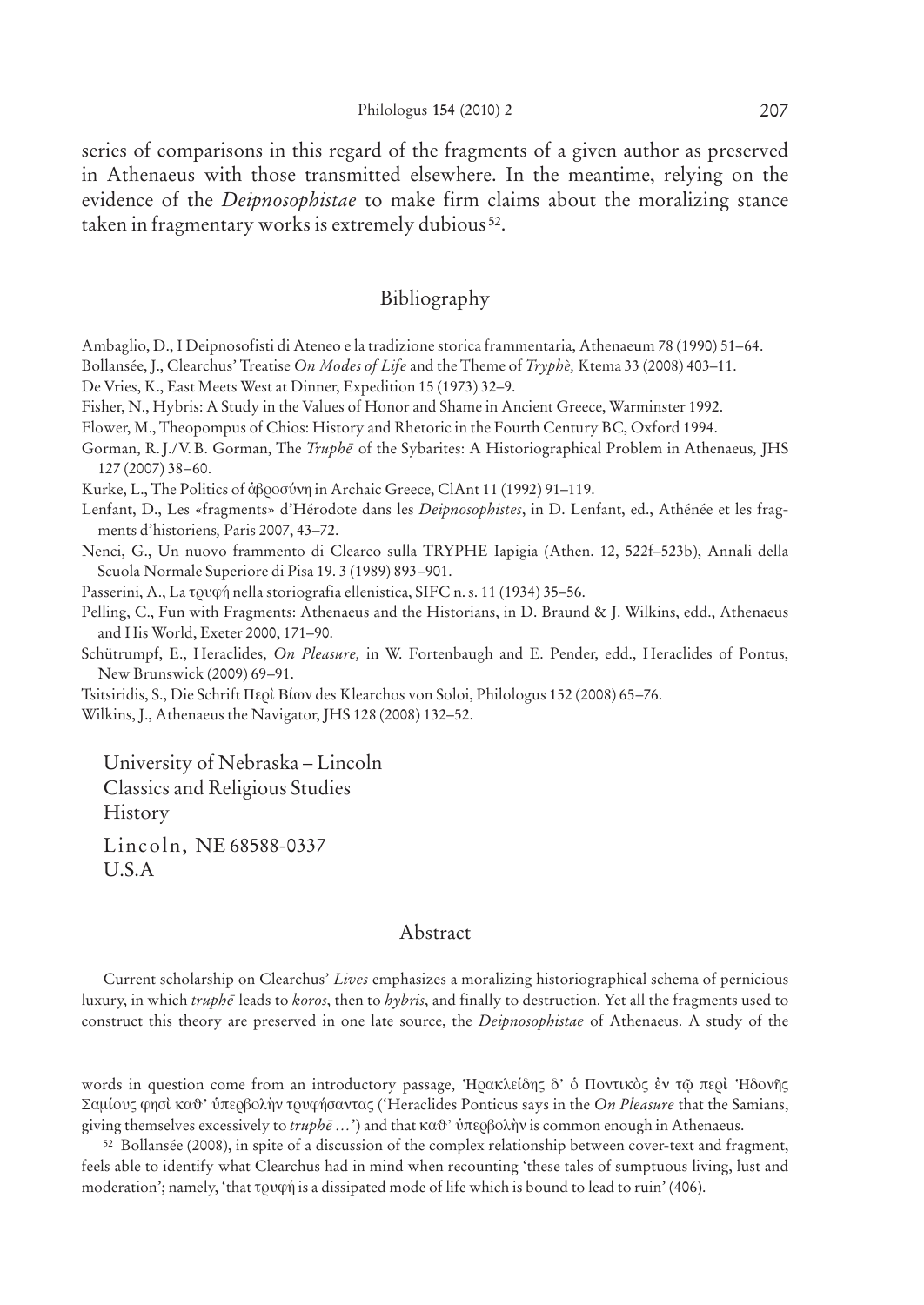series of comparisons in this regard of the fragments of a given author as preserved in Athenaeus with those transmitted elsewhere. In the meantime, relying on the evidence of the *Deipnosophistae* to make firm claims about the moralizing stance taken in fragmentary works is extremely dubious[52].

## Bibliography

Ambaglio, D., I Deipnosofisti di Ateneo e la tradizione storica frammentaria, Athenaeum 78 (1990) 51–64.

Bollansée, J., Clearchus' Treatise *On Modes of Life* and the Theme of *Tryphè,* Ktema 33 (2008) 403–11.

De Vries, K., East Meets West at Dinner, Expedition 15 (1973) 32–9.

Fisher, N., Hybris: A Study in the Values of Honor and Shame in Ancient Greece, Warminster 1992.

Flower, M., Theopompus of Chios: History and Rhetoric in the Fourth Century BC, Oxford 1994.

Gorman, R. J./V. B. Gorman, The *Truphē* of the Sybarites: A Historiographical Problem in Athenaeus*,* JHS 127 (2007) 38–60.

Kurke, L., The Politics of ἁβροσύνη in Archaic Greece, ClAnt 11 (1992) 91–119.

Lenfant, D., Les «fragments» d'Hérodote dans les *Deipnosophistes*, in D. Lenfant, ed., Athénée et les fragments d'historiens*,* Paris 2007, 43–72.

Nenci, G., Un nuovo frammento di Clearco sulla TRYPHE Iapigia (Athen. 12, 522f–523b), Annali della Scuola Normale Superiore di Pisa 19. 3 (1989) 893–901.

Passerini, A., La τρυφή nella storiografia ellenistica, SIFC n. s. 11 (1934) 35–56.

Pelling, C., Fun with Fragments: Athenaeus and the Historians, in D. Braund & J. Wilkins, edd., Athenaeus and His World, Exeter 2000, 171–90.

Schütrumpf, E., Heraclides, *On Pleasure,* in W. Fortenbaugh and E. Pender, edd., Heraclides of Pontus, New Brunswick (2009) 69–91.

Tsitsiridis, S., Die Schrift Περὶ Βίων des Klearchos von Soloi, Philologus 152 (2008) 65–76.

Wilkins, J., Athenaeus the Navigator, JHS 128 (2008) 132–52.

University of Nebraska – Lincoln
Classics and Religious Studies
History
Lincoln, NE 68588-0337
U.S.A

## Abstract

Current scholarship on Clearchus' *Lives* emphasizes a moralizing historiographical schema of pernicious luxury, in which *truphē* leads to *koros*, then to *hybris*, and finally to destruction. Yet all the fragments used to construct this theory are preserved in one late source, the *Deipnosophistae* of Athenaeus. A study of the

words in question come from an introductory passage, Ἡρακλείδης δ' ὁ Ποντικὸς ἐν τῷ περὶ Ἡδονῆς Σαμίους φησὶ καθ' ὑπερβολὴν τρυφήσαντας ('Heraclides Ponticus says in the *On Pleasure* that the Samians, giving themselves excessively to *truphē …*') and that καθ' ὑπερβολὴν is common enough in Athenaeus.

[52] Bollansée (2008), in spite of a discussion of the complex relationship between cover-text and fragment, feels able to identify what Clearchus had in mind when recounting 'these tales of sumptuous living, lust and moderation'; namely, 'that τρυφή is a dissipated mode of life which is bound to lead to ruin' (406).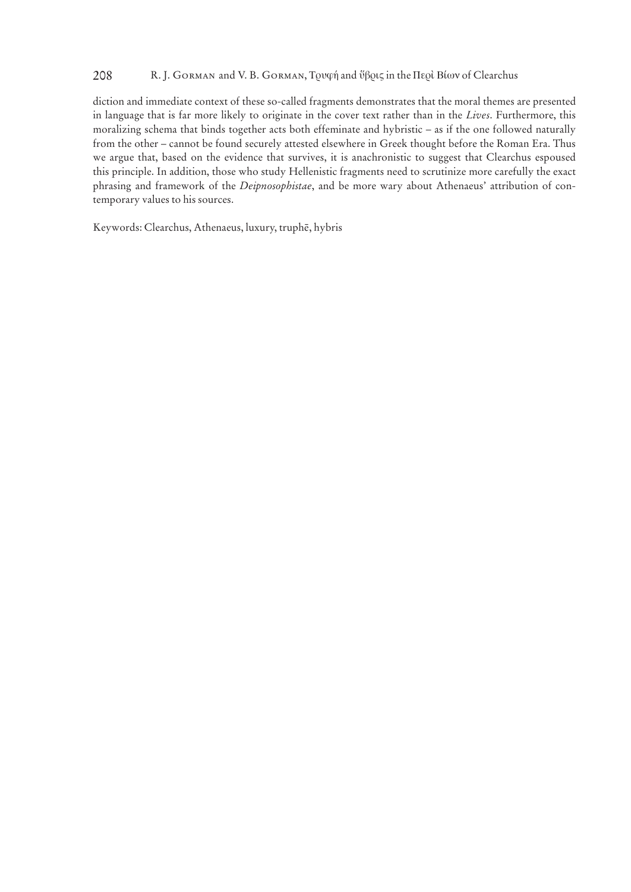diction and immediate context of these so-called fragments demonstrates that the moral themes are presented in language that is far more likely to originate in the cover text rather than in the *Lives*. Furthermore, this moralizing schema that binds together acts both effeminate and hybristic – as if the one followed naturally from the other – cannot be found securely attested elsewhere in Greek thought before the Roman Era. Thus we argue that, based on the evidence that survives, it is anachronistic to suggest that Clearchus espoused this principle. In addition, those who study Hellenistic fragments need to scrutinize more carefully the exact phrasing and framework of the *Deipnosophistae*, and be more wary about Athenaeus' attribution of contemporary values to his sources.

Keywords: Clearchus, Athenaeus, luxury, truphē, hybris